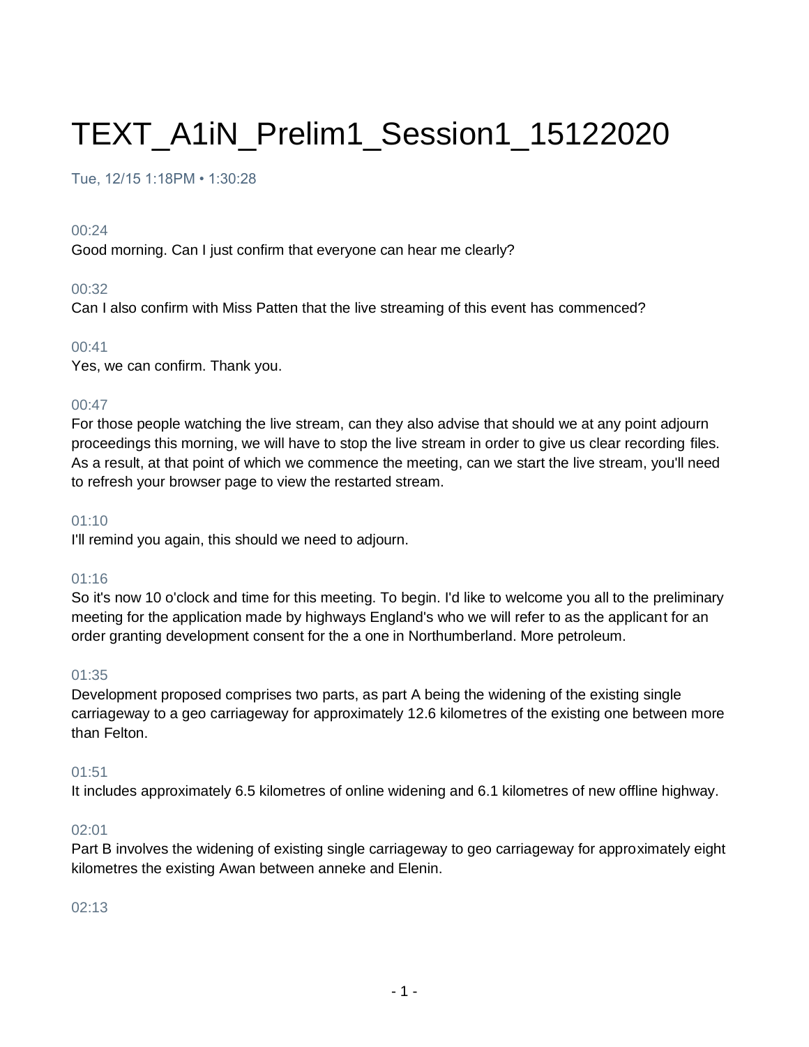# TEXT_A1iN_Prelim1_Session1_15122020

Tue, 12/15 1:18PM • 1:30:28

00:24

Good morning. Can I just confirm that everyone can hear me clearly?

00:32

Can I also confirm with Miss Patten that the live streaming of this event has commenced?

00:41

Yes, we can confirm. Thank you.

00:47

For those people watching the live stream, can they also advise that should we at any point adjourn proceedings this morning, we will have to stop the live stream in order to give us clear recording files. As a result, at that point of which we commence the meeting, can we start the live stream, you'll need to refresh your browser page to view the restarted stream.

01:10

I'll remind you again, this should we need to adjourn.

01:16

So it's now 10 o'clock and time for this meeting. To begin. I'd like to welcome you all to the preliminary meeting for the application made by highways England's who we will refer to as the applicant for an order granting development consent for the a one in Northumberland. More petroleum.

01:35

Development proposed comprises two parts, as part A being the widening of the existing single carriageway to a geo carriageway for approximately 12.6 kilometres of the existing one between more than Felton.

01:51

It includes approximately 6.5 kilometres of online widening and 6.1 kilometres of new offline highway.

02:01

Part B involves the widening of existing single carriageway to geo carriageway for approximately eight kilometres the existing Awan between anneke and Elenin.

02:13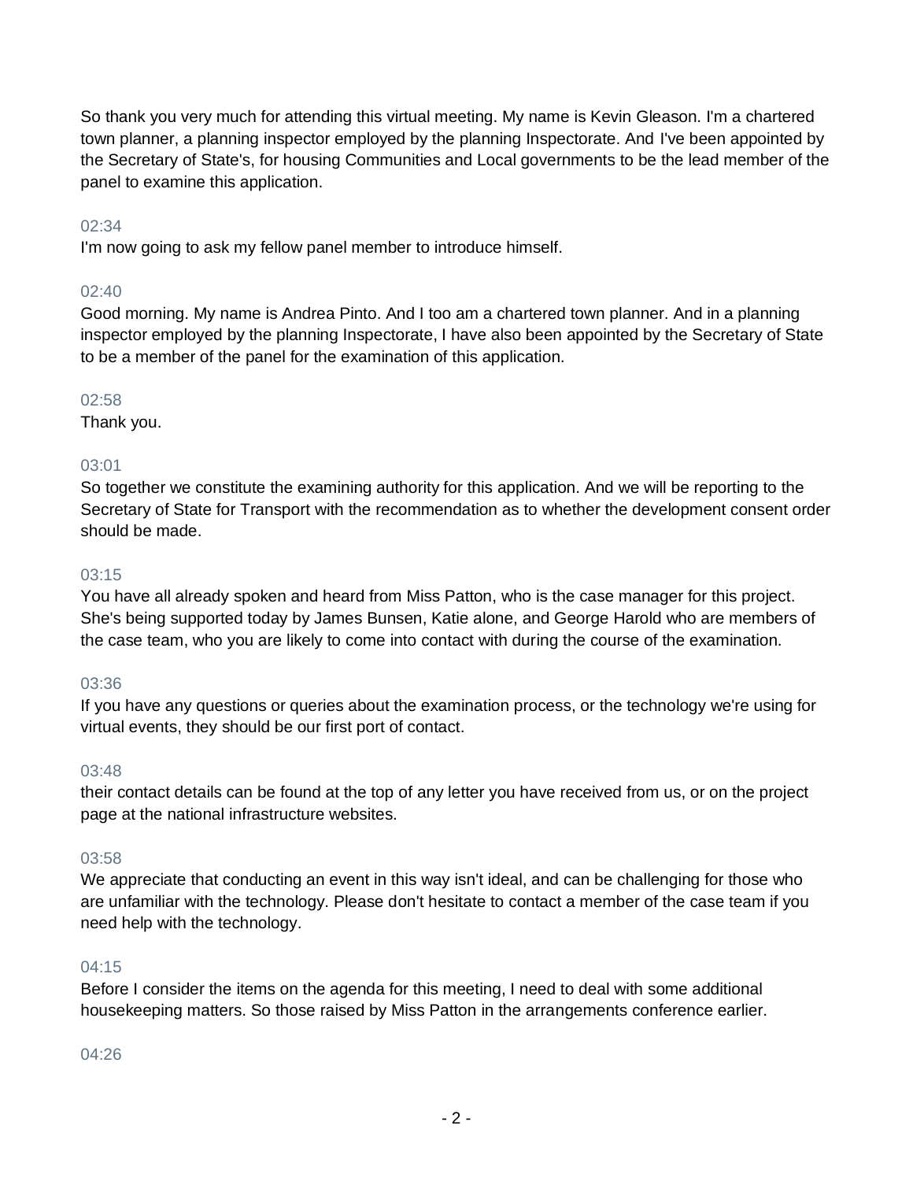So thank you very much for attending this virtual meeting. My name is Kevin Gleason. I'm a chartered town planner, a planning inspector employed by the planning Inspectorate. And I've been appointed by the Secretary of State's, for housing Communities and Local governments to be the lead member of the panel to examine this application.

02:34

I'm now going to ask my fellow panel member to introduce himself.

02:40

Good morning. My name is Andrea Pinto. And I too am a chartered town planner. And in a planning inspector employed by the planning Inspectorate, I have also been appointed by the Secretary of State to be a member of the panel for the examination of this application.

02:58

Thank you.

03:01

So together we constitute the examining authority for this application. And we will be reporting to the Secretary of State for Transport with the recommendation as to whether the development consent order should be made.

03:15

You have all already spoken and heard from Miss Patton, who is the case manager for this project. She's being supported today by James Bunsen, Katie alone, and George Harold who are members of the case team, who you are likely to come into contact with during the course of the examination.

03:36

If you have any questions or queries about the examination process, or the technology we're using for virtual events, they should be our first port of contact.

03:48

their contact details can be found at the top of any letter you have received from us, or on the project page at the national infrastructure websites.

03:58

We appreciate that conducting an event in this way isn't ideal, and can be challenging for those who are unfamiliar with the technology. Please don't hesitate to contact a member of the case team if you need help with the technology.

04:15

Before I consider the items on the agenda for this meeting, I need to deal with some additional housekeeping matters. So those raised by Miss Patton in the arrangements conference earlier.

04:26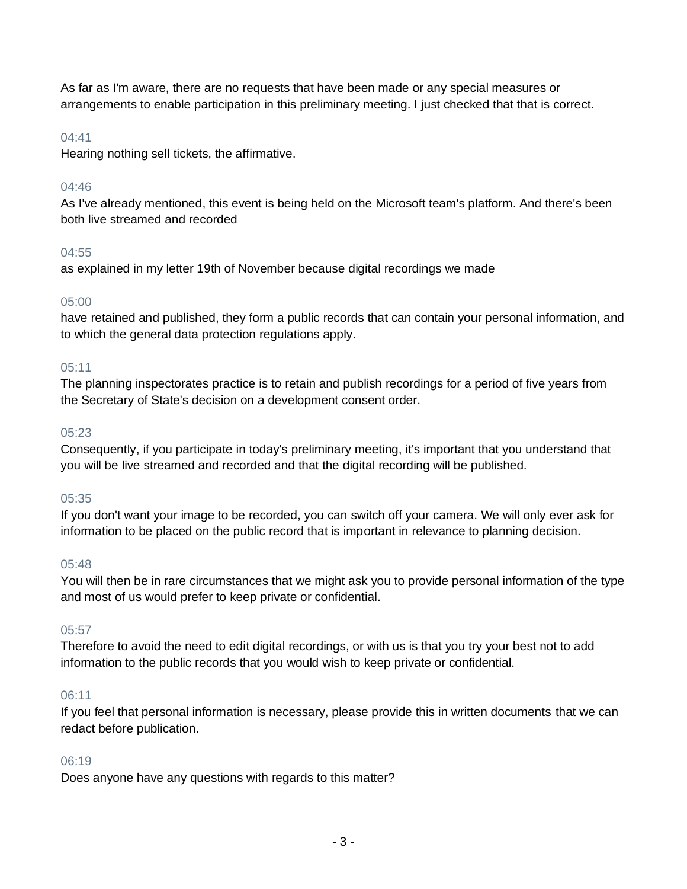As far as I'm aware, there are no requests that have been made or any special measures or arrangements to enable participation in this preliminary meeting. I just checked that that is correct.

04:41

Hearing nothing sell tickets, the affirmative.

04:46

As I've already mentioned, this event is being held on the Microsoft team's platform. And there's been both live streamed and recorded

04:55

as explained in my letter 19th of November because digital recordings we made

05:00

have retained and published, they form a public records that can contain your personal information, and to which the general data protection regulations apply.

05:11

The planning inspectorates practice is to retain and publish recordings for a period of five years from the Secretary of State's decision on a development consent order.

05:23

Consequently, if you participate in today's preliminary meeting, it's important that you understand that you will be live streamed and recorded and that the digital recording will be published.

05:35

If you don't want your image to be recorded, you can switch off your camera. We will only ever ask for information to be placed on the public record that is important in relevance to planning decision.

05:48

You will then be in rare circumstances that we might ask you to provide personal information of the type and most of us would prefer to keep private or confidential.

05:57

Therefore to avoid the need to edit digital recordings, or with us is that you try your best not to add information to the public records that you would wish to keep private or confidential.

06:11

If you feel that personal information is necessary, please provide this in written documents that we can redact before publication.

06:19

Does anyone have any questions with regards to this matter?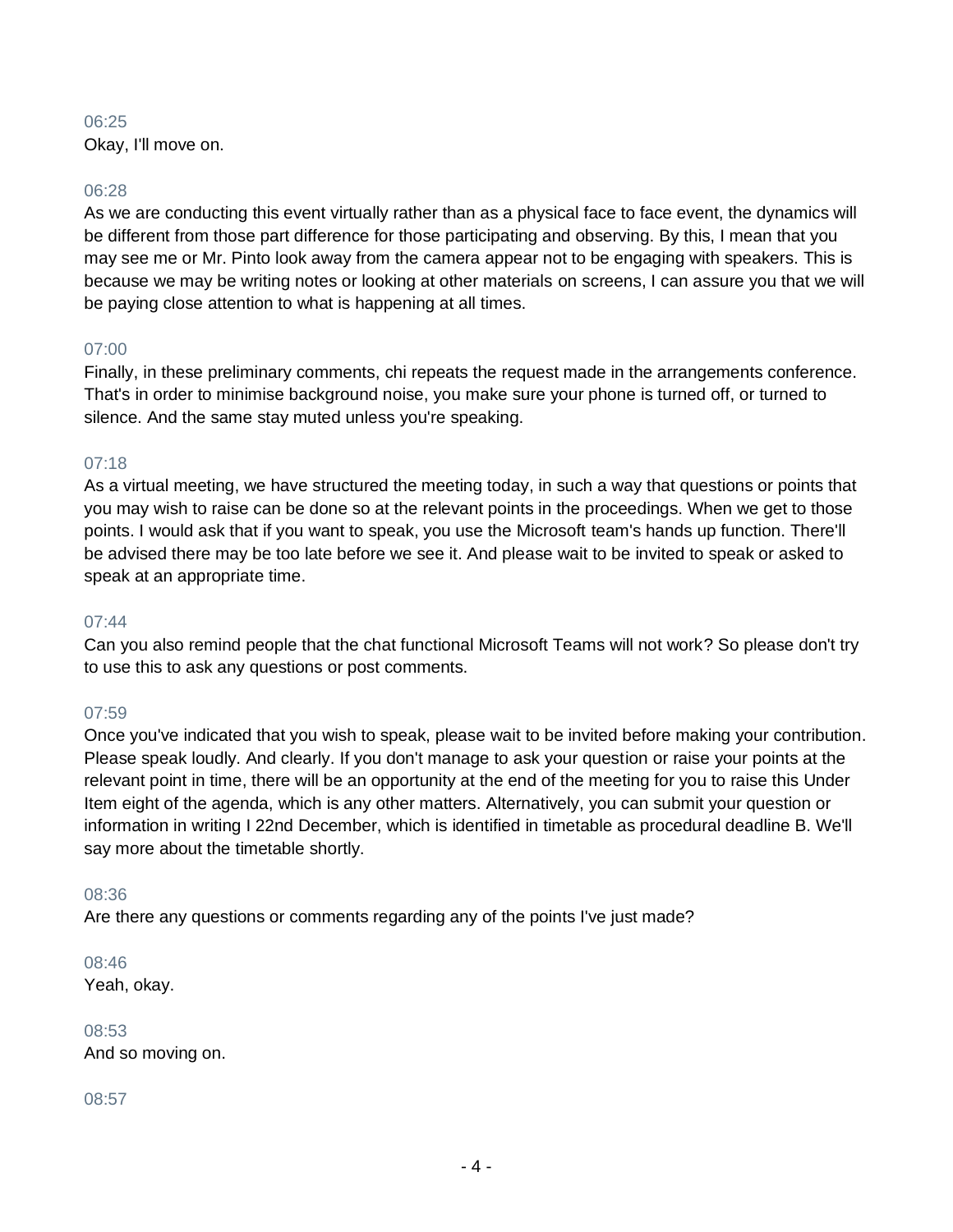06:25
Okay, I'll move on.

06:28
As we are conducting this event virtually rather than as a physical face to face event, the dynamics will be different from those part difference for those participating and observing. By this, I mean that you may see me or Mr. Pinto look away from the camera appear not to be engaging with speakers. This is because we may be writing notes or looking at other materials on screens, I can assure you that we will be paying close attention to what is happening at all times.

07:00
Finally, in these preliminary comments, chi repeats the request made in the arrangements conference. That's in order to minimise background noise, you make sure your phone is turned off, or turned to silence. And the same stay muted unless you're speaking.

07:18
As a virtual meeting, we have structured the meeting today, in such a way that questions or points that you may wish to raise can be done so at the relevant points in the proceedings. When we get to those points. I would ask that if you want to speak, you use the Microsoft team's hands up function. There'll be advised there may be too late before we see it. And please wait to be invited to speak or asked to speak at an appropriate time.

07:44
Can you also remind people that the chat functional Microsoft Teams will not work? So please don't try to use this to ask any questions or post comments.

07:59
Once you've indicated that you wish to speak, please wait to be invited before making your contribution. Please speak loudly. And clearly. If you don't manage to ask your question or raise your points at the relevant point in time, there will be an opportunity at the end of the meeting for you to raise this Under Item eight of the agenda, which is any other matters. Alternatively, you can submit your question or information in writing I 22nd December, which is identified in timetable as procedural deadline B. We'll say more about the timetable shortly.

08:36
Are there any questions or comments regarding any of the points I've just made?

08:46
Yeah, okay.

08:53
And so moving on.

08:57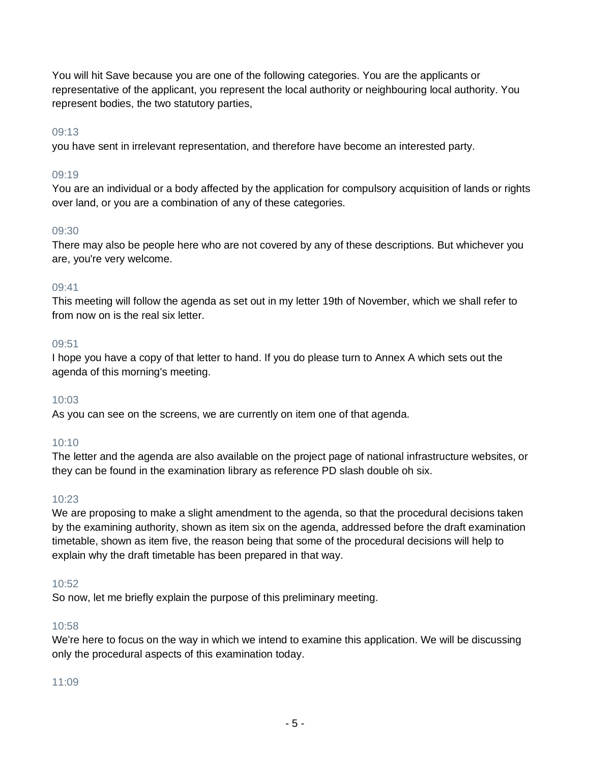You will hit Save because you are one of the following categories. You are the applicants or representative of the applicant, you represent the local authority or neighbouring local authority. You represent bodies, the two statutory parties,

09:13

you have sent in irrelevant representation, and therefore have become an interested party.

09:19

You are an individual or a body affected by the application for compulsory acquisition of lands or rights over land, or you are a combination of any of these categories.

09:30

There may also be people here who are not covered by any of these descriptions. But whichever you are, you're very welcome.

09:41

This meeting will follow the agenda as set out in my letter 19th of November, which we shall refer to from now on is the real six letter.

09:51

I hope you have a copy of that letter to hand. If you do please turn to Annex A which sets out the agenda of this morning's meeting.

10:03

As you can see on the screens, we are currently on item one of that agenda.

10:10

The letter and the agenda are also available on the project page of national infrastructure websites, or they can be found in the examination library as reference PD slash double oh six.

10:23

We are proposing to make a slight amendment to the agenda, so that the procedural decisions taken by the examining authority, shown as item six on the agenda, addressed before the draft examination timetable, shown as item five, the reason being that some of the procedural decisions will help to explain why the draft timetable has been prepared in that way.

10:52

So now, let me briefly explain the purpose of this preliminary meeting.

10:58

We're here to focus on the way in which we intend to examine this application. We will be discussing only the procedural aspects of this examination today.

11:09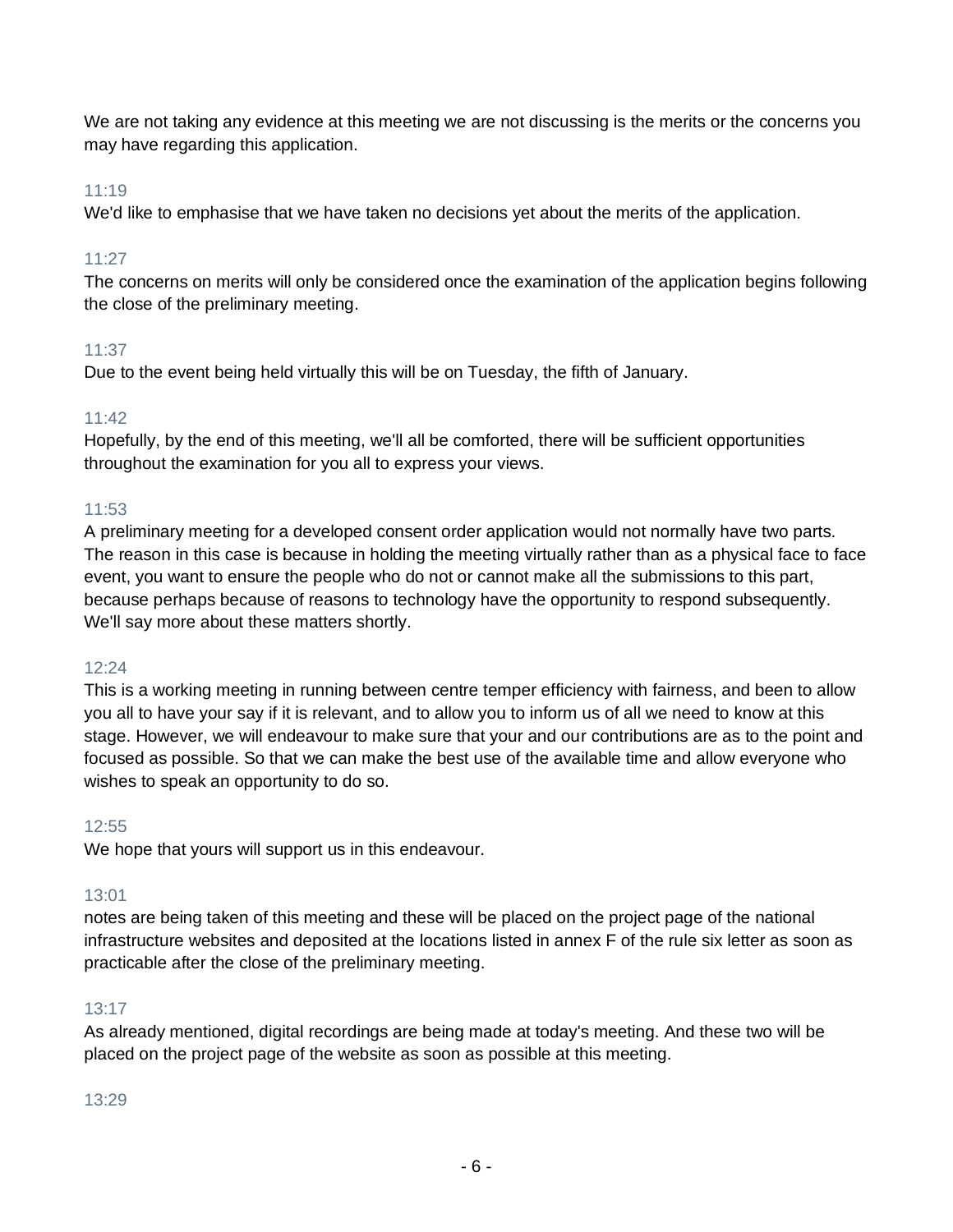We are not taking any evidence at this meeting we are not discussing is the merits or the concerns you may have regarding this application.

11:19

We'd like to emphasise that we have taken no decisions yet about the merits of the application.

11:27

The concerns on merits will only be considered once the examination of the application begins following the close of the preliminary meeting.

11:37

Due to the event being held virtually this will be on Tuesday, the fifth of January.

11:42

Hopefully, by the end of this meeting, we'll all be comforted, there will be sufficient opportunities throughout the examination for you all to express your views.

11:53

A preliminary meeting for a developed consent order application would not normally have two parts. The reason in this case is because in holding the meeting virtually rather than as a physical face to face event, you want to ensure the people who do not or cannot make all the submissions to this part, because perhaps because of reasons to technology have the opportunity to respond subsequently. We'll say more about these matters shortly.

12:24

This is a working meeting in running between centre temper efficiency with fairness, and been to allow you all to have your say if it is relevant, and to allow you to inform us of all we need to know at this stage. However, we will endeavour to make sure that your and our contributions are as to the point and focused as possible. So that we can make the best use of the available time and allow everyone who wishes to speak an opportunity to do so.

12:55

We hope that yours will support us in this endeavour.

13:01

notes are being taken of this meeting and these will be placed on the project page of the national infrastructure websites and deposited at the locations listed in annex F of the rule six letter as soon as practicable after the close of the preliminary meeting.

13:17

As already mentioned, digital recordings are being made at today's meeting. And these two will be placed on the project page of the website as soon as possible at this meeting.

13:29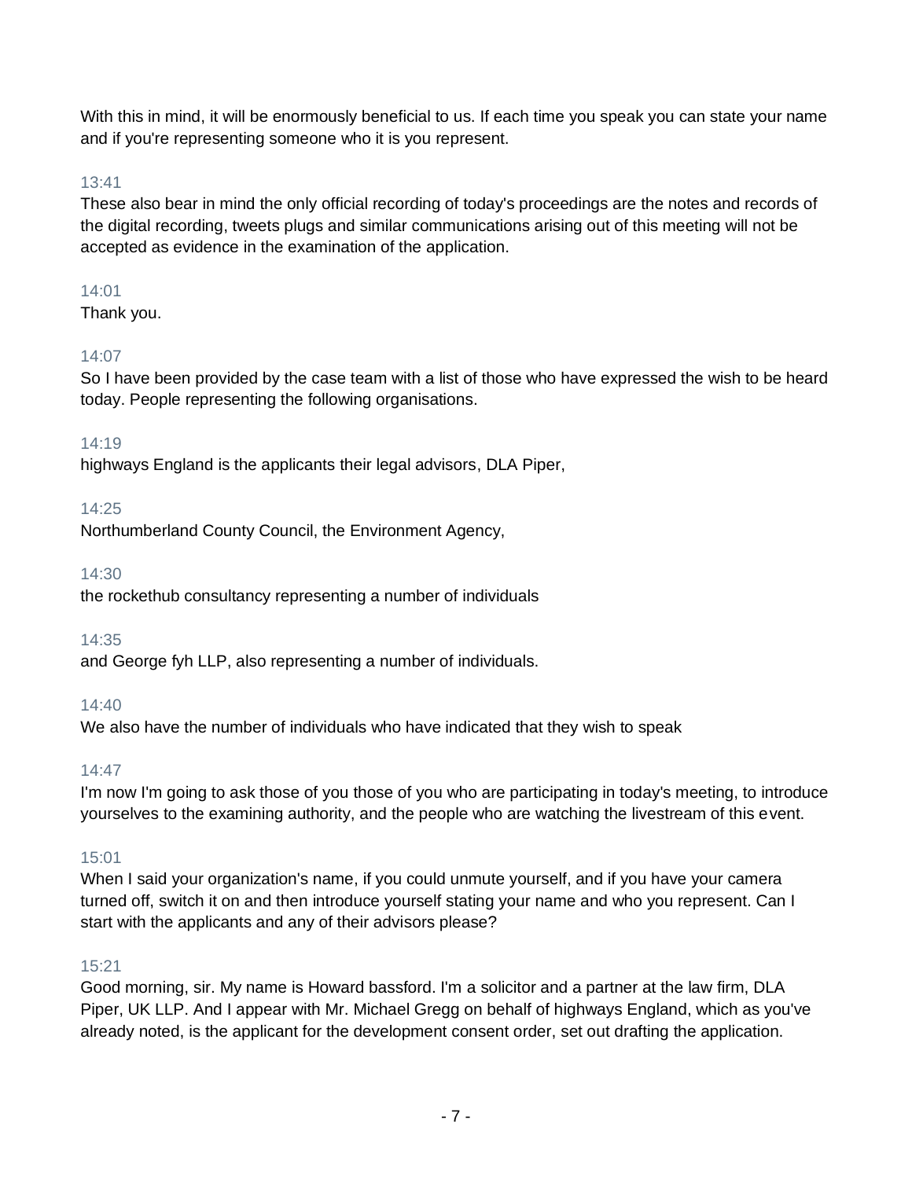With this in mind, it will be enormously beneficial to us. If each time you speak you can state your name and if you're representing someone who it is you represent.

13:41

These also bear in mind the only official recording of today's proceedings are the notes and records of the digital recording, tweets plugs and similar communications arising out of this meeting will not be accepted as evidence in the examination of the application.

14:01

Thank you.

14:07

So I have been provided by the case team with a list of those who have expressed the wish to be heard today. People representing the following organisations.

14:19

highways England is the applicants their legal advisors, DLA Piper,

14:25

Northumberland County Council, the Environment Agency,

14:30

the rockethub consultancy representing a number of individuals

14:35

and George fyh LLP, also representing a number of individuals.

14:40

We also have the number of individuals who have indicated that they wish to speak

14:47

I'm now I'm going to ask those of you those of you who are participating in today's meeting, to introduce yourselves to the examining authority, and the people who are watching the livestream of this event.

15:01

When I said your organization's name, if you could unmute yourself, and if you have your camera turned off, switch it on and then introduce yourself stating your name and who you represent. Can I start with the applicants and any of their advisors please?

15:21

Good morning, sir. My name is Howard bassford. I'm a solicitor and a partner at the law firm, DLA Piper, UK LLP. And I appear with Mr. Michael Gregg on behalf of highways England, which as you've already noted, is the applicant for the development consent order, set out drafting the application.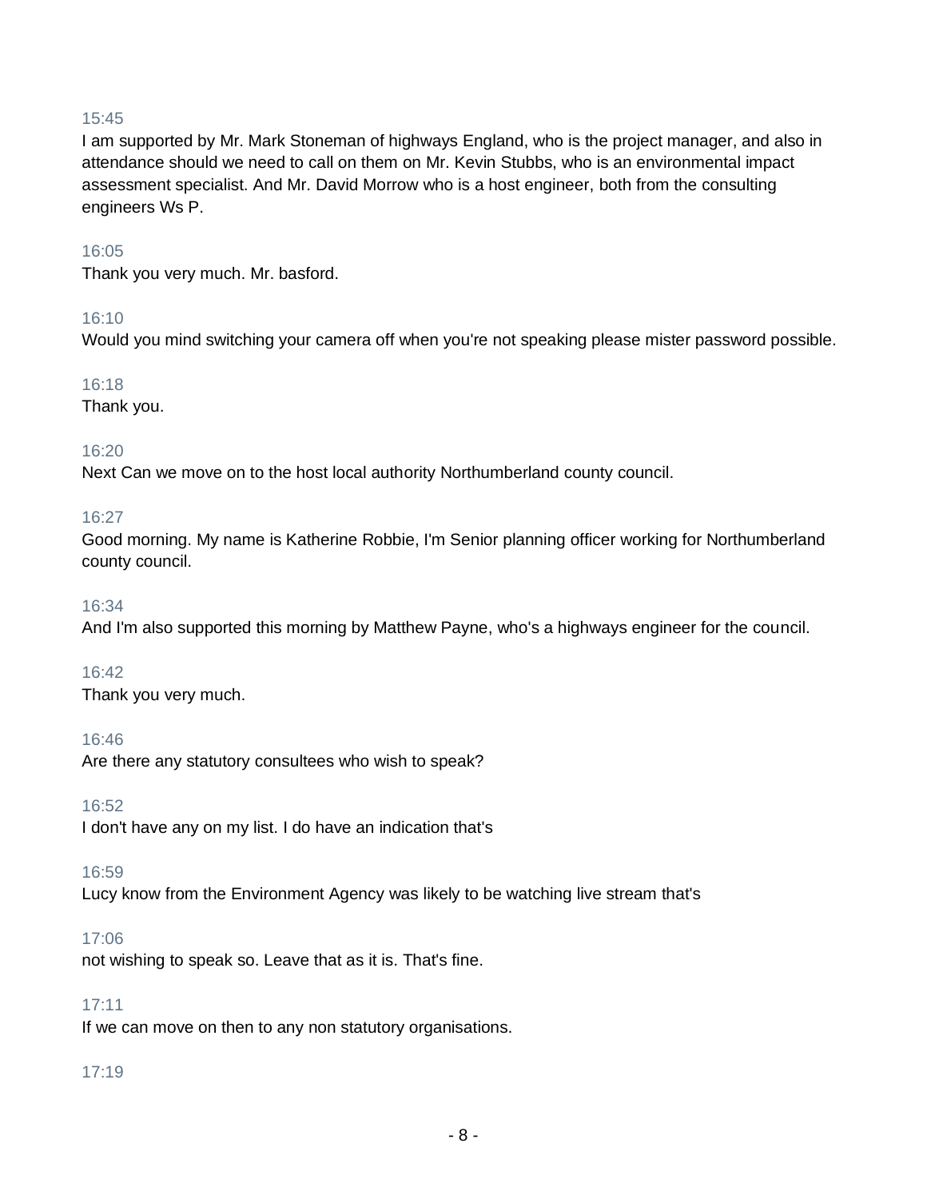15:45
I am supported by Mr. Mark Stoneman of highways England, who is the project manager, and also in attendance should we need to call on them on Mr. Kevin Stubbs, who is an environmental impact assessment specialist. And Mr. David Morrow who is a host engineer, both from the consulting engineers Ws P.

16:05
Thank you very much. Mr. basford.

16:10
Would you mind switching your camera off when you're not speaking please mister password possible.

16:18
Thank you.

16:20
Next Can we move on to the host local authority Northumberland county council.

16:27
Good morning. My name is Katherine Robbie, I'm Senior planning officer working for Northumberland county council.

16:34
And I'm also supported this morning by Matthew Payne, who's a highways engineer for the council.

16:42
Thank you very much.

16:46
Are there any statutory consultees who wish to speak?

16:52
I don't have any on my list. I do have an indication that's

16:59
Lucy know from the Environment Agency was likely to be watching live stream that's

17:06
not wishing to speak so. Leave that as it is. That's fine.

17:11
If we can move on then to any non statutory organisations.

17:19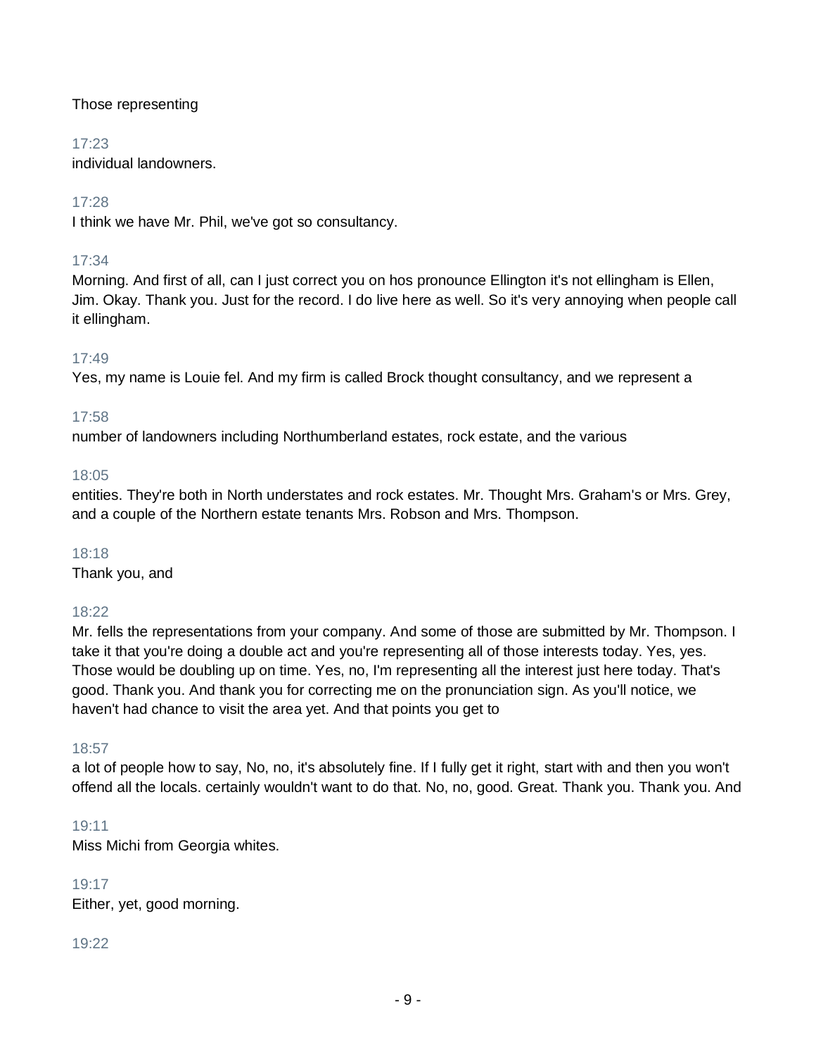Those representing

17:23

individual landowners.

17:28

I think we have Mr. Phil, we've got so consultancy.

17:34

Morning. And first of all, can I just correct you on hos pronounce Ellington it's not ellingham is Ellen, Jim. Okay. Thank you. Just for the record. I do live here as well. So it's very annoying when people call it ellingham.

17:49

Yes, my name is Louie fel. And my firm is called Brock thought consultancy, and we represent a

17:58

number of landowners including Northumberland estates, rock estate, and the various

18:05

entities. They're both in North understates and rock estates. Mr. Thought Mrs. Graham's or Mrs. Grey, and a couple of the Northern estate tenants Mrs. Robson and Mrs. Thompson.

18:18

Thank you, and

18:22

Mr. fells the representations from your company. And some of those are submitted by Mr. Thompson. I take it that you're doing a double act and you're representing all of those interests today. Yes, yes. Those would be doubling up on time. Yes, no, I'm representing all the interest just here today. That's good. Thank you. And thank you for correcting me on the pronunciation sign. As you'll notice, we haven't had chance to visit the area yet. And that points you get to

18:57

a lot of people how to say, No, no, it's absolutely fine. If I fully get it right, start with and then you won't offend all the locals. certainly wouldn't want to do that. No, no, good. Great. Thank you. Thank you. And

19:11

Miss Michi from Georgia whites.

19:17

Either, yet, good morning.

19:22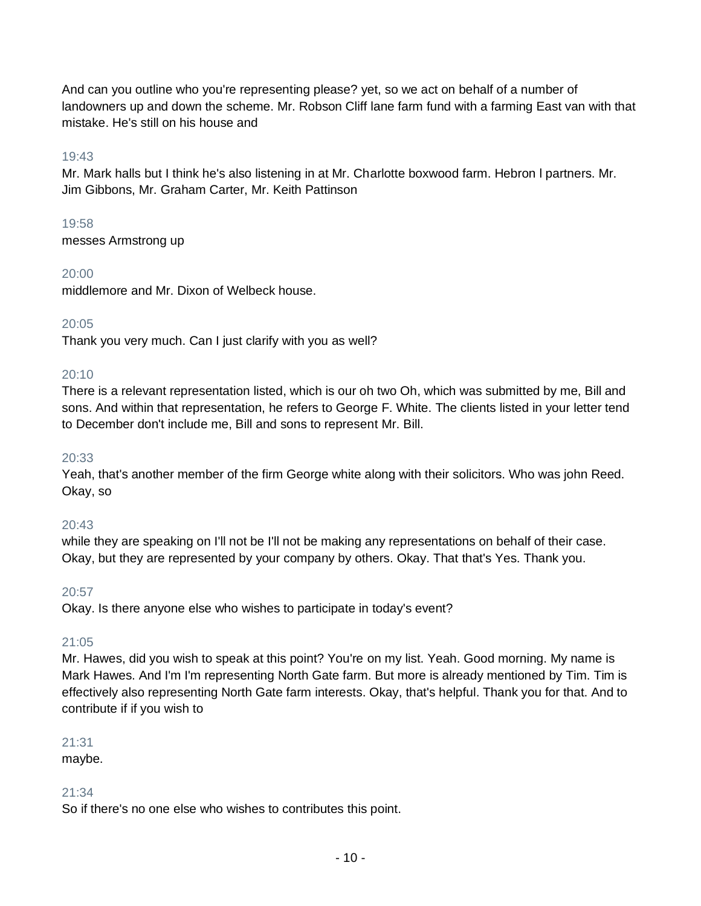And can you outline who you're representing please? yet, so we act on behalf of a number of landowners up and down the scheme. Mr. Robson Cliff lane farm fund with a farming East van with that mistake. He's still on his house and

19:43

Mr. Mark halls but I think he's also listening in at Mr. Charlotte boxwood farm. Hebron l partners. Mr. Jim Gibbons, Mr. Graham Carter, Mr. Keith Pattinson

19:58

messes Armstrong up

20:00

middlemore and Mr. Dixon of Welbeck house.

20:05

Thank you very much. Can I just clarify with you as well?

20:10

There is a relevant representation listed, which is our oh two Oh, which was submitted by me, Bill and sons. And within that representation, he refers to George F. White. The clients listed in your letter tend to December don't include me, Bill and sons to represent Mr. Bill.

20:33

Yeah, that's another member of the firm George white along with their solicitors. Who was john Reed. Okay, so

20:43

while they are speaking on I'll not be I'll not be making any representations on behalf of their case. Okay, but they are represented by your company by others. Okay. That that's Yes. Thank you.

20:57

Okay. Is there anyone else who wishes to participate in today's event?

21:05

Mr. Hawes, did you wish to speak at this point? You're on my list. Yeah. Good morning. My name is Mark Hawes. And I'm I'm representing North Gate farm. But more is already mentioned by Tim. Tim is effectively also representing North Gate farm interests. Okay, that's helpful. Thank you for that. And to contribute if if you wish to

21:31

maybe.

21:34

So if there's no one else who wishes to contributes this point.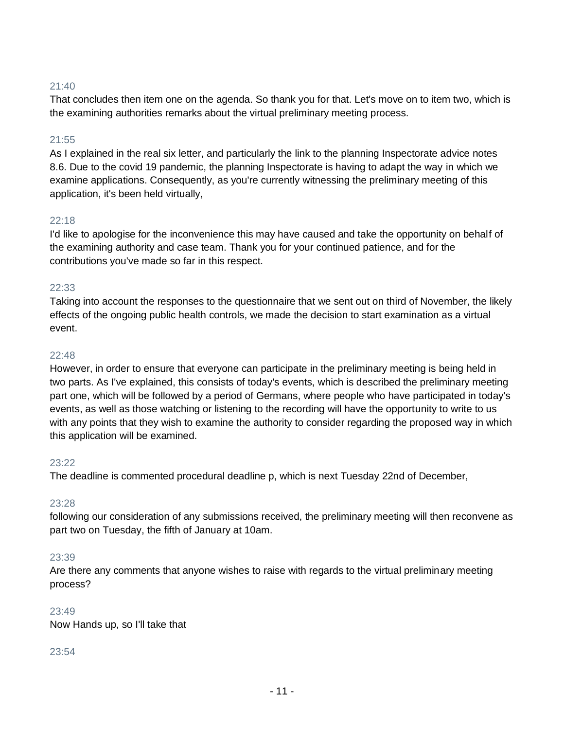21:40

That concludes then item one on the agenda. So thank you for that. Let's move on to item two, which is the examining authorities remarks about the virtual preliminary meeting process.

21:55

As I explained in the real six letter, and particularly the link to the planning Inspectorate advice notes 8.6. Due to the covid 19 pandemic, the planning Inspectorate is having to adapt the way in which we examine applications. Consequently, as you're currently witnessing the preliminary meeting of this application, it's been held virtually,

22:18

I'd like to apologise for the inconvenience this may have caused and take the opportunity on behalf of the examining authority and case team. Thank you for your continued patience, and for the contributions you've made so far in this respect.

22:33

Taking into account the responses to the questionnaire that we sent out on third of November, the likely effects of the ongoing public health controls, we made the decision to start examination as a virtual event.

22:48

However, in order to ensure that everyone can participate in the preliminary meeting is being held in two parts. As I've explained, this consists of today's events, which is described the preliminary meeting part one, which will be followed by a period of Germans, where people who have participated in today's events, as well as those watching or listening to the recording will have the opportunity to write to us with any points that they wish to examine the authority to consider regarding the proposed way in which this application will be examined.

23:22

The deadline is commented procedural deadline p, which is next Tuesday 22nd of December,

23:28

following our consideration of any submissions received, the preliminary meeting will then reconvene as part two on Tuesday, the fifth of January at 10am.

23:39

Are there any comments that anyone wishes to raise with regards to the virtual preliminary meeting process?

23:49

Now Hands up, so I'll take that

23:54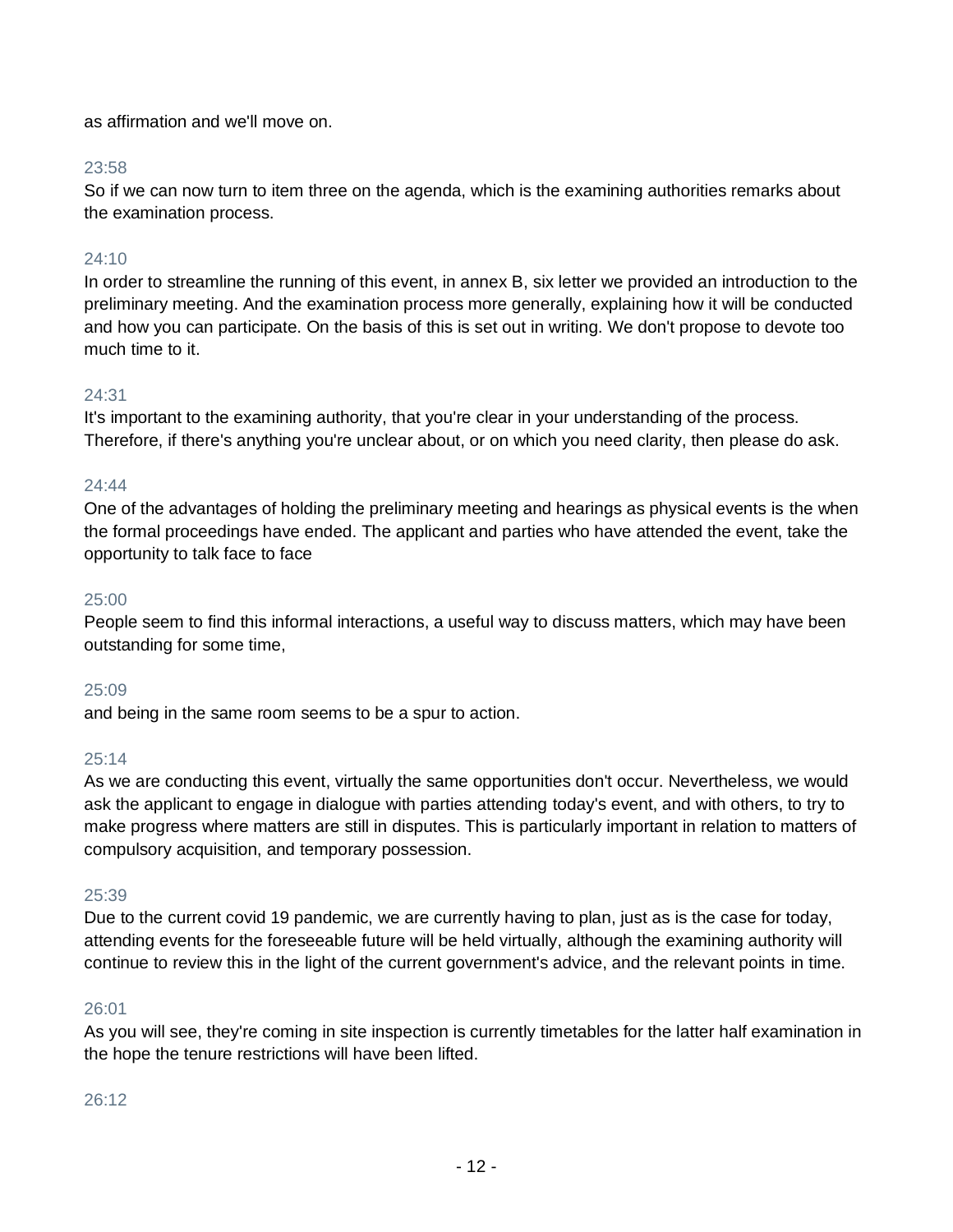as affirmation and we'll move on.

23:58

So if we can now turn to item three on the agenda, which is the examining authorities remarks about the examination process.

24:10

In order to streamline the running of this event, in annex B, six letter we provided an introduction to the preliminary meeting. And the examination process more generally, explaining how it will be conducted and how you can participate. On the basis of this is set out in writing. We don't propose to devote too much time to it.

24:31

It's important to the examining authority, that you're clear in your understanding of the process. Therefore, if there's anything you're unclear about, or on which you need clarity, then please do ask.

24:44

One of the advantages of holding the preliminary meeting and hearings as physical events is the when the formal proceedings have ended. The applicant and parties who have attended the event, take the opportunity to talk face to face

25:00

People seem to find this informal interactions, a useful way to discuss matters, which may have been outstanding for some time,

25:09

and being in the same room seems to be a spur to action.

25:14

As we are conducting this event, virtually the same opportunities don't occur. Nevertheless, we would ask the applicant to engage in dialogue with parties attending today's event, and with others, to try to make progress where matters are still in disputes. This is particularly important in relation to matters of compulsory acquisition, and temporary possession.

25:39

Due to the current covid 19 pandemic, we are currently having to plan, just as is the case for today, attending events for the foreseeable future will be held virtually, although the examining authority will continue to review this in the light of the current government's advice, and the relevant points in time.

26:01

As you will see, they're coming in site inspection is currently timetables for the latter half examination in the hope the tenure restrictions will have been lifted.

26:12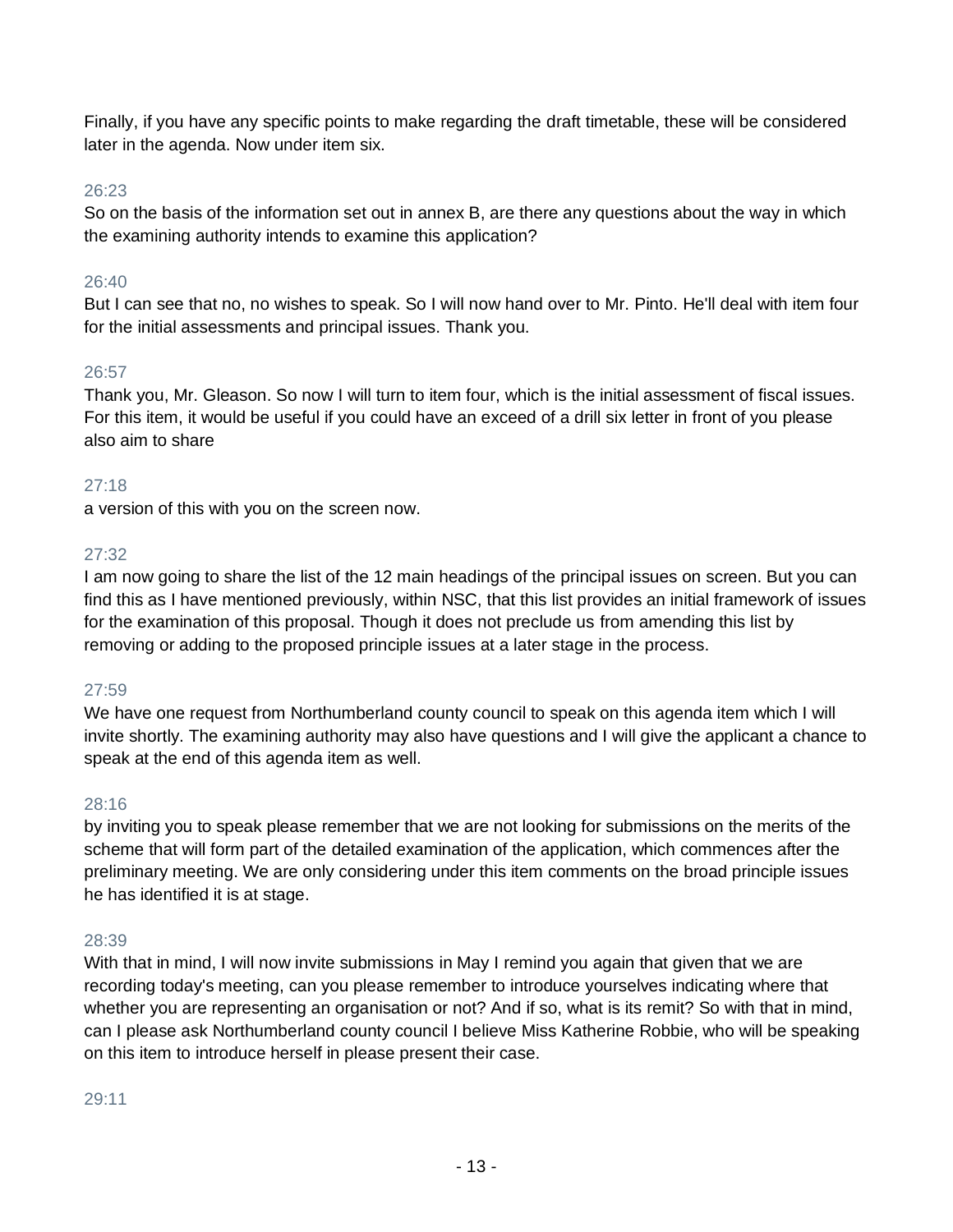Finally, if you have any specific points to make regarding the draft timetable, these will be considered later in the agenda. Now under item six.

26:23

So on the basis of the information set out in annex B, are there any questions about the way in which the examining authority intends to examine this application?

26:40

But I can see that no, no wishes to speak. So I will now hand over to Mr. Pinto. He'll deal with item four for the initial assessments and principal issues. Thank you.

26:57

Thank you, Mr. Gleason. So now I will turn to item four, which is the initial assessment of fiscal issues. For this item, it would be useful if you could have an exceed of a drill six letter in front of you please also aim to share

27:18

a version of this with you on the screen now.

27:32

I am now going to share the list of the 12 main headings of the principal issues on screen. But you can find this as I have mentioned previously, within NSC, that this list provides an initial framework of issues for the examination of this proposal. Though it does not preclude us from amending this list by removing or adding to the proposed principle issues at a later stage in the process.

27:59

We have one request from Northumberland county council to speak on this agenda item which I will invite shortly. The examining authority may also have questions and I will give the applicant a chance to speak at the end of this agenda item as well.

28:16

by inviting you to speak please remember that we are not looking for submissions on the merits of the scheme that will form part of the detailed examination of the application, which commences after the preliminary meeting. We are only considering under this item comments on the broad principle issues he has identified it is at stage.

28:39

With that in mind, I will now invite submissions in May I remind you again that given that we are recording today's meeting, can you please remember to introduce yourselves indicating where that whether you are representing an organisation or not? And if so, what is its remit? So with that in mind, can I please ask Northumberland county council I believe Miss Katherine Robbie, who will be speaking on this item to introduce herself in please present their case.

29:11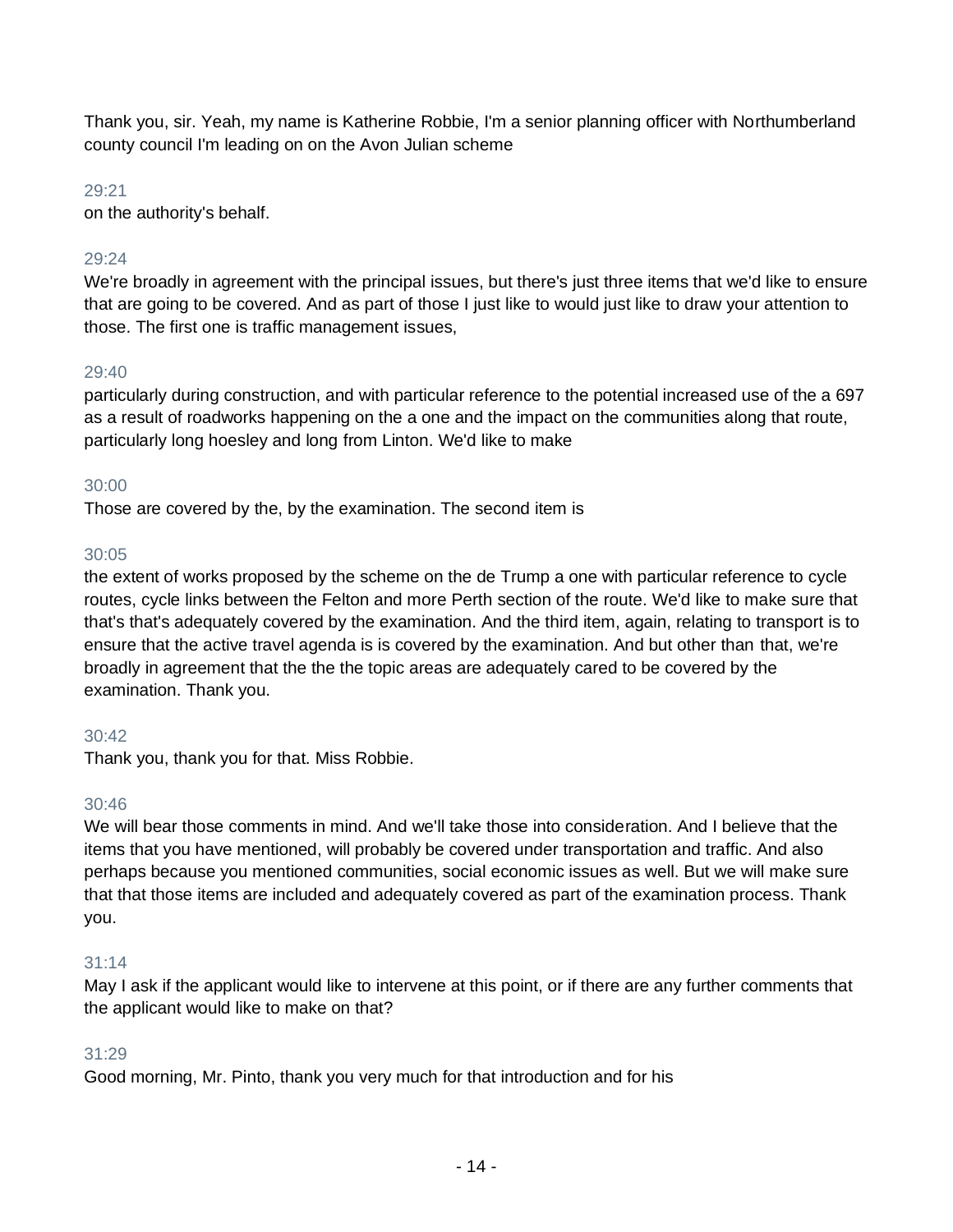Thank you, sir. Yeah, my name is Katherine Robbie, I'm a senior planning officer with Northumberland county council I'm leading on on the Avon Julian scheme

29:21

on the authority's behalf.

29:24

We're broadly in agreement with the principal issues, but there's just three items that we'd like to ensure that are going to be covered. And as part of those I just like to would just like to draw your attention to those. The first one is traffic management issues,

29:40

particularly during construction, and with particular reference to the potential increased use of the a 697 as a result of roadworks happening on the a one and the impact on the communities along that route, particularly long hoesley and long from Linton. We'd like to make

30:00

Those are covered by the, by the examination. The second item is

30:05

the extent of works proposed by the scheme on the de Trump a one with particular reference to cycle routes, cycle links between the Felton and more Perth section of the route. We'd like to make sure that that's that's adequately covered by the examination. And the third item, again, relating to transport is to ensure that the active travel agenda is is covered by the examination. And but other than that, we're broadly in agreement that the the the topic areas are adequately cared to be covered by the examination. Thank you.

30:42

Thank you, thank you for that. Miss Robbie.

30:46

We will bear those comments in mind. And we'll take those into consideration. And I believe that the items that you have mentioned, will probably be covered under transportation and traffic. And also perhaps because you mentioned communities, social economic issues as well. But we will make sure that that those items are included and adequately covered as part of the examination process. Thank you.

31:14

May I ask if the applicant would like to intervene at this point, or if there are any further comments that the applicant would like to make on that?

31:29

Good morning, Mr. Pinto, thank you very much for that introduction and for his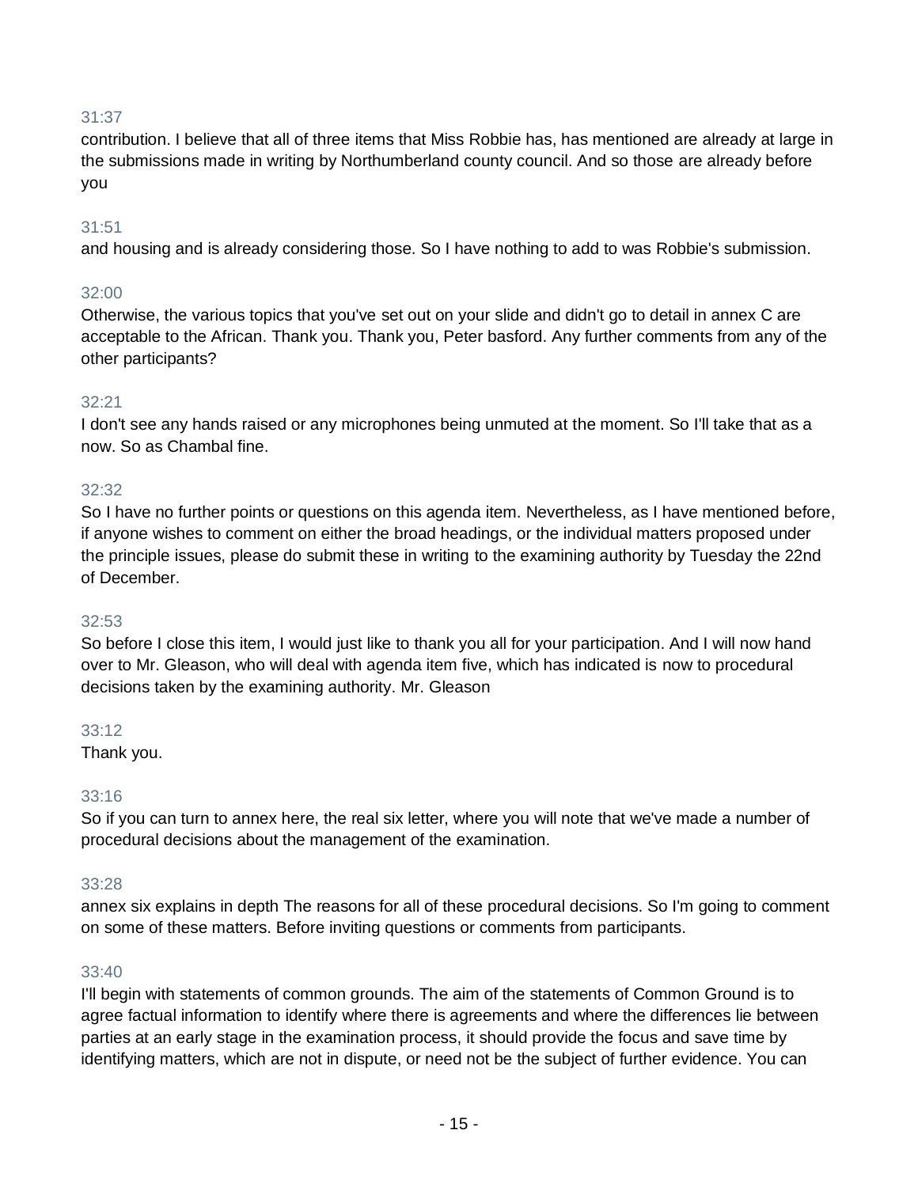31:37

contribution. I believe that all of three items that Miss Robbie has, has mentioned are already at large in the submissions made in writing by Northumberland county council. And so those are already before you

31:51

and housing and is already considering those. So I have nothing to add to was Robbie's submission.

32:00

Otherwise, the various topics that you've set out on your slide and didn't go to detail in annex C are acceptable to the African. Thank you. Thank you, Peter basford. Any further comments from any of the other participants?

32:21

I don't see any hands raised or any microphones being unmuted at the moment. So I'll take that as a now. So as Chambal fine.

32:32

So I have no further points or questions on this agenda item. Nevertheless, as I have mentioned before, if anyone wishes to comment on either the broad headings, or the individual matters proposed under the principle issues, please do submit these in writing to the examining authority by Tuesday the 22nd of December.

32:53

So before I close this item, I would just like to thank you all for your participation. And I will now hand over to Mr. Gleason, who will deal with agenda item five, which has indicated is now to procedural decisions taken by the examining authority. Mr. Gleason

33:12

Thank you.

33:16

So if you can turn to annex here, the real six letter, where you will note that we've made a number of procedural decisions about the management of the examination.

33:28

annex six explains in depth The reasons for all of these procedural decisions. So I'm going to comment on some of these matters. Before inviting questions or comments from participants.

33:40

I'll begin with statements of common grounds. The aim of the statements of Common Ground is to agree factual information to identify where there is agreements and where the differences lie between parties at an early stage in the examination process, it should provide the focus and save time by identifying matters, which are not in dispute, or need not be the subject of further evidence. You can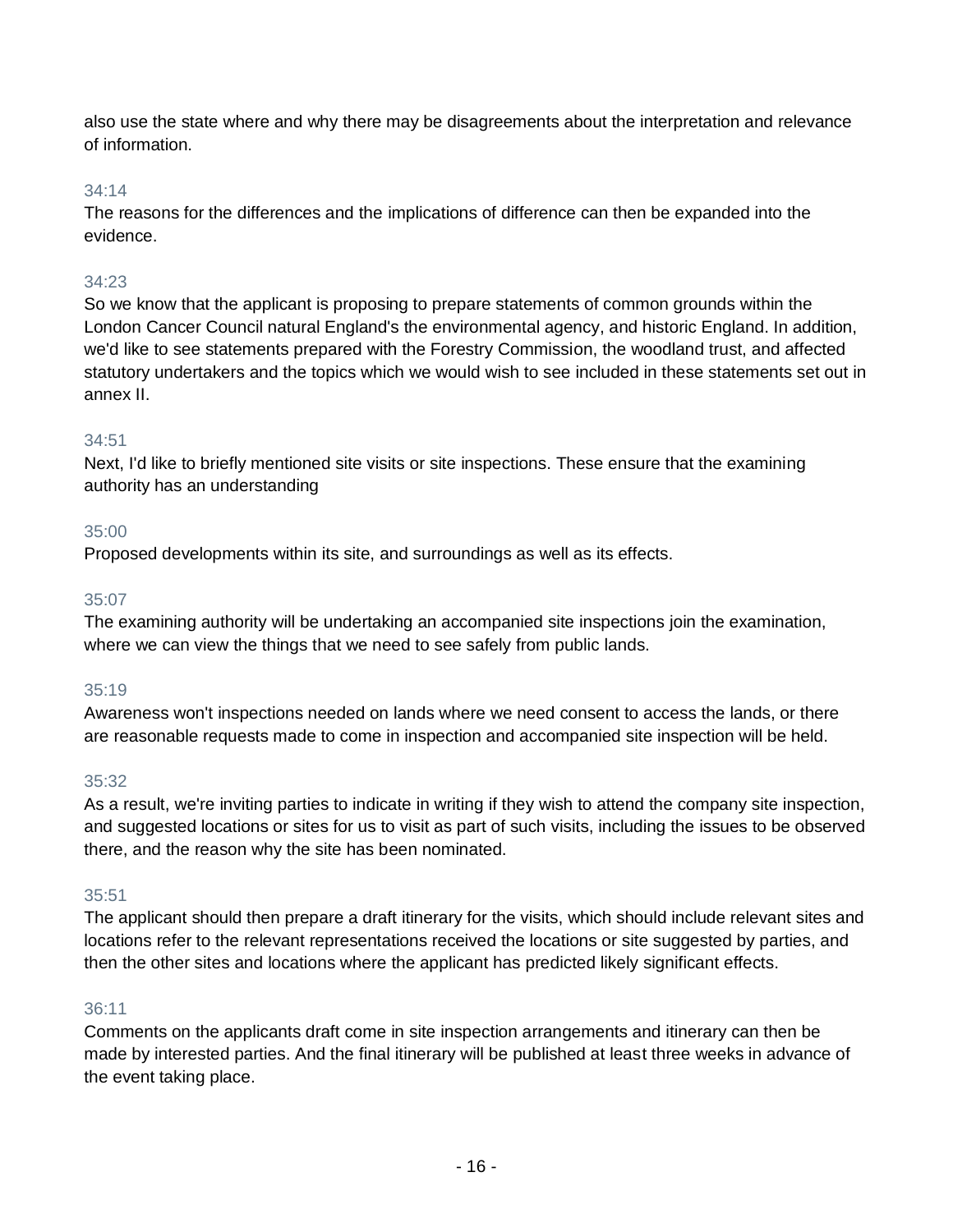also use the state where and why there may be disagreements about the interpretation and relevance of information.

34:14

The reasons for the differences and the implications of difference can then be expanded into the evidence.

34:23

So we know that the applicant is proposing to prepare statements of common grounds within the London Cancer Council natural England's the environmental agency, and historic England. In addition, we'd like to see statements prepared with the Forestry Commission, the woodland trust, and affected statutory undertakers and the topics which we would wish to see included in these statements set out in annex II.

34:51

Next, I'd like to briefly mentioned site visits or site inspections. These ensure that the examining authority has an understanding

35:00

Proposed developments within its site, and surroundings as well as its effects.

35:07

The examining authority will be undertaking an accompanied site inspections join the examination, where we can view the things that we need to see safely from public lands.

35:19

Awareness won't inspections needed on lands where we need consent to access the lands, or there are reasonable requests made to come in inspection and accompanied site inspection will be held.

35:32

As a result, we're inviting parties to indicate in writing if they wish to attend the company site inspection, and suggested locations or sites for us to visit as part of such visits, including the issues to be observed there, and the reason why the site has been nominated.

35:51

The applicant should then prepare a draft itinerary for the visits, which should include relevant sites and locations refer to the relevant representations received the locations or site suggested by parties, and then the other sites and locations where the applicant has predicted likely significant effects.

36:11

Comments on the applicants draft come in site inspection arrangements and itinerary can then be made by interested parties. And the final itinerary will be published at least three weeks in advance of the event taking place.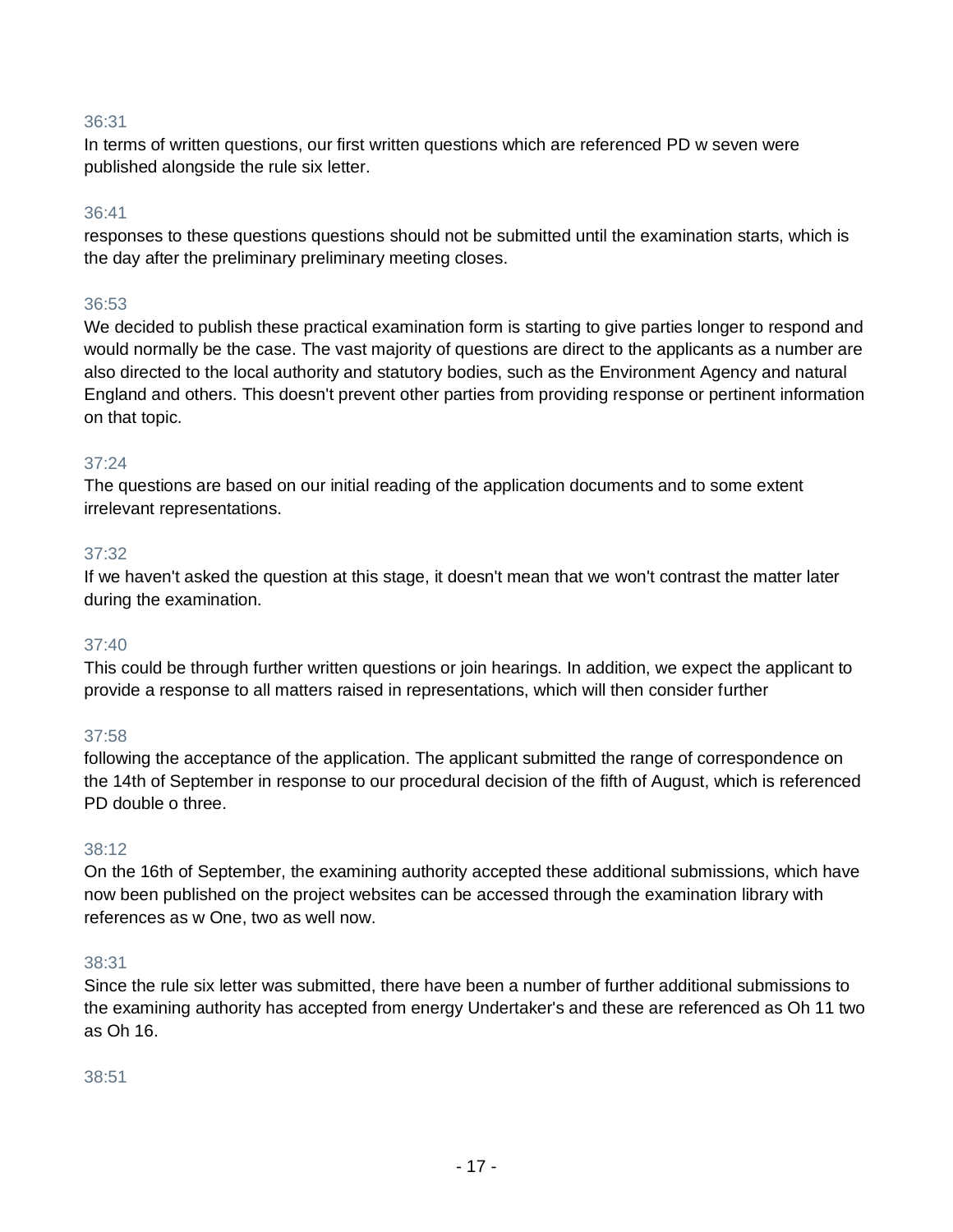36:31

In terms of written questions, our first written questions which are referenced PD w seven were published alongside the rule six letter.

36:41

responses to these questions questions should not be submitted until the examination starts, which is the day after the preliminary preliminary meeting closes.

36:53

We decided to publish these practical examination form is starting to give parties longer to respond and would normally be the case. The vast majority of questions are direct to the applicants as a number are also directed to the local authority and statutory bodies, such as the Environment Agency and natural England and others. This doesn't prevent other parties from providing response or pertinent information on that topic.

37:24

The questions are based on our initial reading of the application documents and to some extent irrelevant representations.

37:32

If we haven't asked the question at this stage, it doesn't mean that we won't contrast the matter later during the examination.

37:40

This could be through further written questions or join hearings. In addition, we expect the applicant to provide a response to all matters raised in representations, which will then consider further

37:58

following the acceptance of the application. The applicant submitted the range of correspondence on the 14th of September in response to our procedural decision of the fifth of August, which is referenced PD double o three.

38:12

On the 16th of September, the examining authority accepted these additional submissions, which have now been published on the project websites can be accessed through the examination library with references as w One, two as well now.

38:31

Since the rule six letter was submitted, there have been a number of further additional submissions to the examining authority has accepted from energy Undertaker's and these are referenced as Oh 11 two as Oh 16.

38:51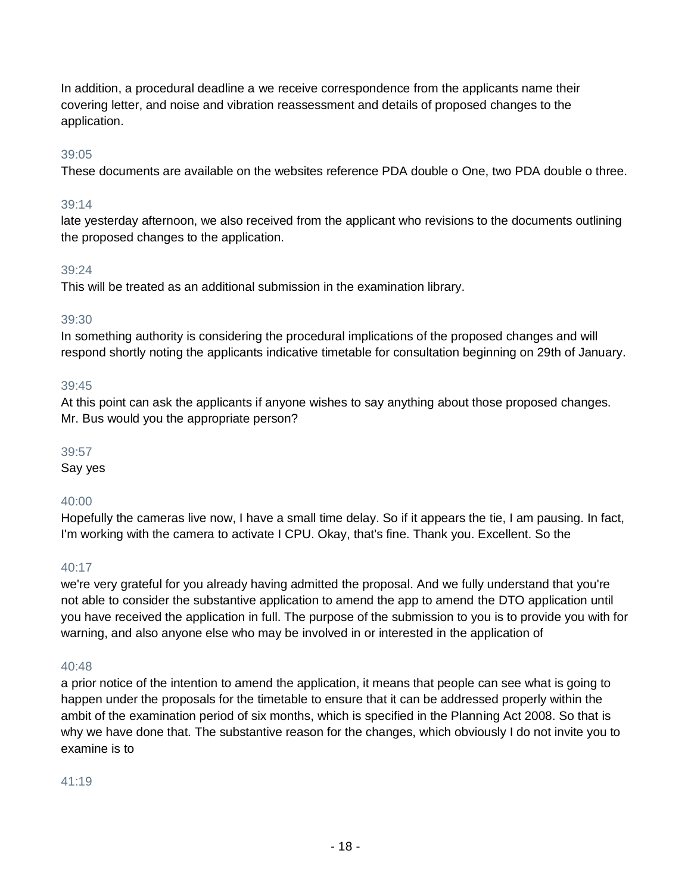In addition, a procedural deadline a we receive correspondence from the applicants name their covering letter, and noise and vibration reassessment and details of proposed changes to the application.

39:05

These documents are available on the websites reference PDA double o One, two PDA double o three.

39:14

late yesterday afternoon, we also received from the applicant who revisions to the documents outlining the proposed changes to the application.

39:24

This will be treated as an additional submission in the examination library.

39:30

In something authority is considering the procedural implications of the proposed changes and will respond shortly noting the applicants indicative timetable for consultation beginning on 29th of January.

39:45

At this point can ask the applicants if anyone wishes to say anything about those proposed changes. Mr. Bus would you the appropriate person?

39:57

Say yes

40:00

Hopefully the cameras live now, I have a small time delay. So if it appears the tie, I am pausing. In fact, I'm working with the camera to activate I CPU. Okay, that's fine. Thank you. Excellent. So the

40:17

we're very grateful for you already having admitted the proposal. And we fully understand that you're not able to consider the substantive application to amend the app to amend the DTO application until you have received the application in full. The purpose of the submission to you is to provide you with for warning, and also anyone else who may be involved in or interested in the application of

40:48

a prior notice of the intention to amend the application, it means that people can see what is going to happen under the proposals for the timetable to ensure that it can be addressed properly within the ambit of the examination period of six months, which is specified in the Planning Act 2008. So that is why we have done that. The substantive reason for the changes, which obviously I do not invite you to examine is to

41:19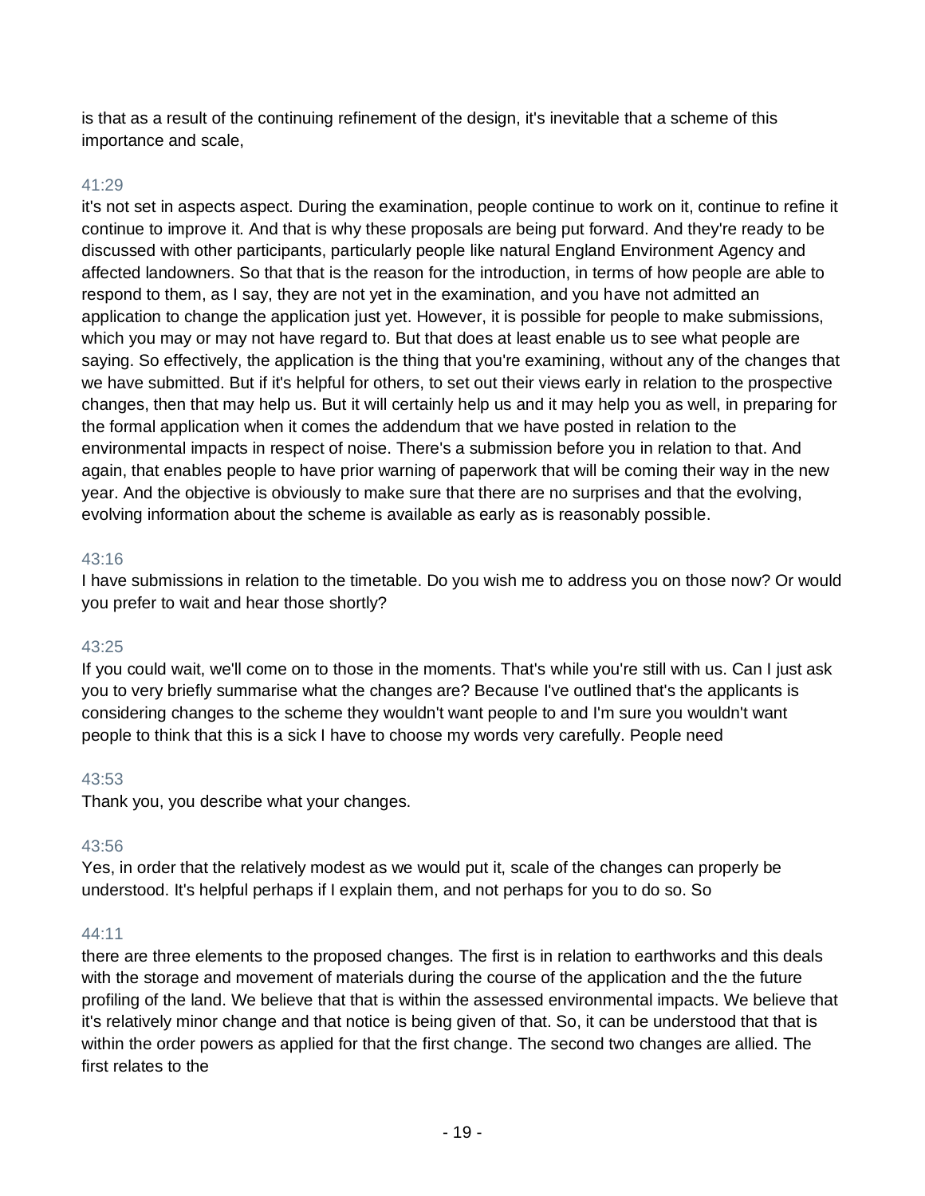is that as a result of the continuing refinement of the design, it's inevitable that a scheme of this importance and scale,

41:29

it's not set in aspects aspect. During the examination, people continue to work on it, continue to refine it continue to improve it. And that is why these proposals are being put forward. And they're ready to be discussed with other participants, particularly people like natural England Environment Agency and affected landowners. So that that is the reason for the introduction, in terms of how people are able to respond to them, as I say, they are not yet in the examination, and you have not admitted an application to change the application just yet. However, it is possible for people to make submissions, which you may or may not have regard to. But that does at least enable us to see what people are saying. So effectively, the application is the thing that you're examining, without any of the changes that we have submitted. But if it's helpful for others, to set out their views early in relation to the prospective changes, then that may help us. But it will certainly help us and it may help you as well, in preparing for the formal application when it comes the addendum that we have posted in relation to the environmental impacts in respect of noise. There's a submission before you in relation to that. And again, that enables people to have prior warning of paperwork that will be coming their way in the new year. And the objective is obviously to make sure that there are no surprises and that the evolving, evolving information about the scheme is available as early as is reasonably possible.

43:16

I have submissions in relation to the timetable. Do you wish me to address you on those now? Or would you prefer to wait and hear those shortly?

43:25

If you could wait, we'll come on to those in the moments. That's while you're still with us. Can I just ask you to very briefly summarise what the changes are? Because I've outlined that's the applicants is considering changes to the scheme they wouldn't want people to and I'm sure you wouldn't want people to think that this is a sick I have to choose my words very carefully. People need

43:53

Thank you, you describe what your changes.

43:56

Yes, in order that the relatively modest as we would put it, scale of the changes can properly be understood. It's helpful perhaps if I explain them, and not perhaps for you to do so. So

44:11

there are three elements to the proposed changes. The first is in relation to earthworks and this deals with the storage and movement of materials during the course of the application and the the future profiling of the land. We believe that that is within the assessed environmental impacts. We believe that it's relatively minor change and that notice is being given of that. So, it can be understood that that is within the order powers as applied for that the first change. The second two changes are allied. The first relates to the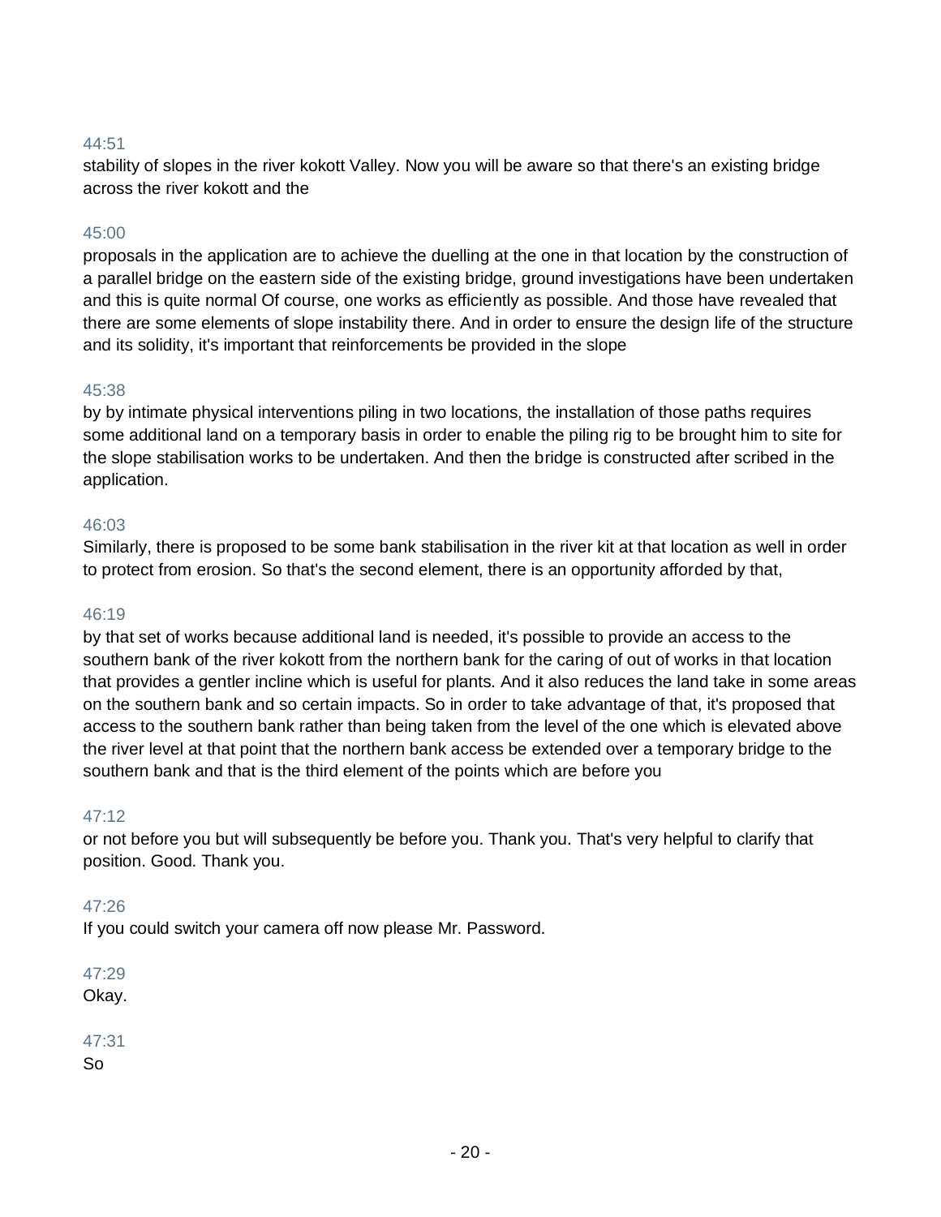44:51

stability of slopes in the river kokott Valley. Now you will be aware so that there's an existing bridge across the river kokott and the

45:00

proposals in the application are to achieve the duelling at the one in that location by the construction of a parallel bridge on the eastern side of the existing bridge, ground investigations have been undertaken and this is quite normal Of course, one works as efficiently as possible. And those have revealed that there are some elements of slope instability there. And in order to ensure the design life of the structure and its solidity, it's important that reinforcements be provided in the slope

45:38

by by intimate physical interventions piling in two locations, the installation of those paths requires some additional land on a temporary basis in order to enable the piling rig to be brought him to site for the slope stabilisation works to be undertaken. And then the bridge is constructed after scribed in the application.

46:03

Similarly, there is proposed to be some bank stabilisation in the river kit at that location as well in order to protect from erosion. So that's the second element, there is an opportunity afforded by that,

46:19

by that set of works because additional land is needed, it's possible to provide an access to the southern bank of the river kokott from the northern bank for the caring of out of works in that location that provides a gentler incline which is useful for plants. And it also reduces the land take in some areas on the southern bank and so certain impacts. So in order to take advantage of that, it's proposed that access to the southern bank rather than being taken from the level of the one which is elevated above the river level at that point that the northern bank access be extended over a temporary bridge to the southern bank and that is the third element of the points which are before you

47:12

or not before you but will subsequently be before you. Thank you. That's very helpful to clarify that position. Good. Thank you.

47:26

If you could switch your camera off now please Mr. Password.

47:29

Okay.

47:31

So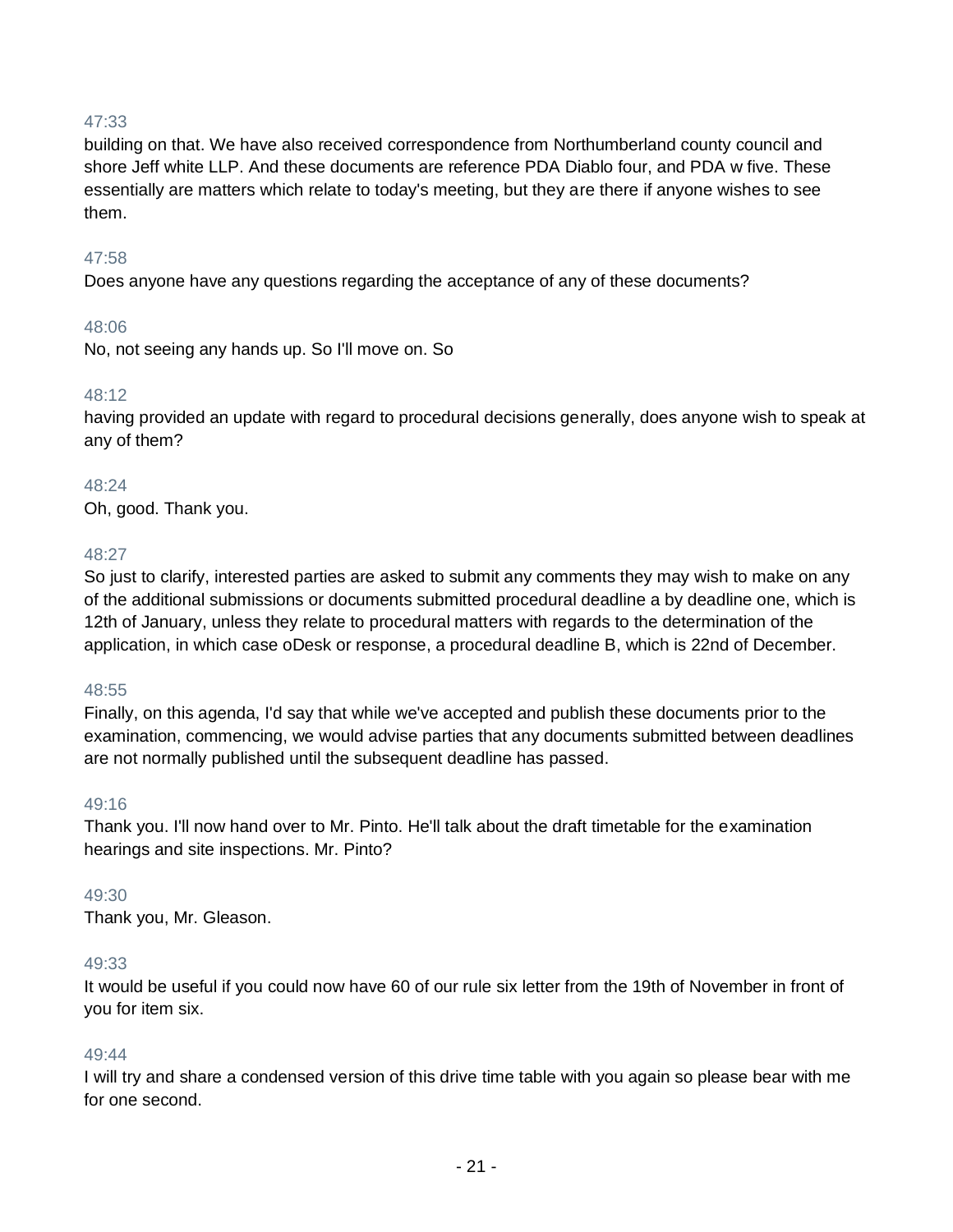47:33

building on that. We have also received correspondence from Northumberland county council and shore Jeff white LLP. And these documents are reference PDA Diablo four, and PDA w five. These essentially are matters which relate to today's meeting, but they are there if anyone wishes to see them.

47:58

Does anyone have any questions regarding the acceptance of any of these documents?

48:06

No, not seeing any hands up. So I'll move on. So

48:12

having provided an update with regard to procedural decisions generally, does anyone wish to speak at any of them?

48:24

Oh, good. Thank you.

48:27

So just to clarify, interested parties are asked to submit any comments they may wish to make on any of the additional submissions or documents submitted procedural deadline a by deadline one, which is 12th of January, unless they relate to procedural matters with regards to the determination of the application, in which case oDesk or response, a procedural deadline B, which is 22nd of December.

48:55

Finally, on this agenda, I'd say that while we've accepted and publish these documents prior to the examination, commencing, we would advise parties that any documents submitted between deadlines are not normally published until the subsequent deadline has passed.

49:16

Thank you. I'll now hand over to Mr. Pinto. He'll talk about the draft timetable for the examination hearings and site inspections. Mr. Pinto?

49:30

Thank you, Mr. Gleason.

49:33

It would be useful if you could now have 60 of our rule six letter from the 19th of November in front of you for item six.

49:44

I will try and share a condensed version of this drive time table with you again so please bear with me for one second.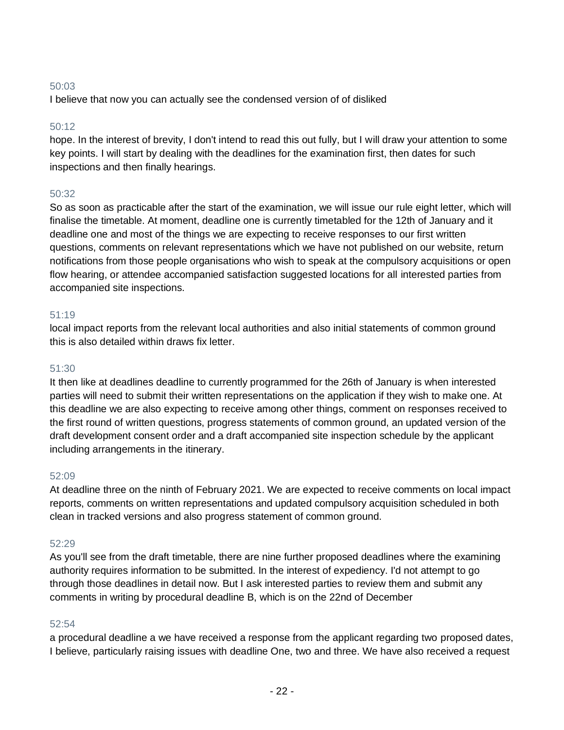50:03

I believe that now you can actually see the condensed version of of disliked

50:12

hope. In the interest of brevity, I don't intend to read this out fully, but I will draw your attention to some key points. I will start by dealing with the deadlines for the examination first, then dates for such inspections and then finally hearings.

50:32

So as soon as practicable after the start of the examination, we will issue our rule eight letter, which will finalise the timetable. At moment, deadline one is currently timetabled for the 12th of January and it deadline one and most of the things we are expecting to receive responses to our first written questions, comments on relevant representations which we have not published on our website, return notifications from those people organisations who wish to speak at the compulsory acquisitions or open flow hearing, or attendee accompanied satisfaction suggested locations for all interested parties from accompanied site inspections.

51:19

local impact reports from the relevant local authorities and also initial statements of common ground this is also detailed within draws fix letter.

51:30

It then like at deadlines deadline to currently programmed for the 26th of January is when interested parties will need to submit their written representations on the application if they wish to make one. At this deadline we are also expecting to receive among other things, comment on responses received to the first round of written questions, progress statements of common ground, an updated version of the draft development consent order and a draft accompanied site inspection schedule by the applicant including arrangements in the itinerary.

52:09

At deadline three on the ninth of February 2021. We are expected to receive comments on local impact reports, comments on written representations and updated compulsory acquisition scheduled in both clean in tracked versions and also progress statement of common ground.

52:29

As you'll see from the draft timetable, there are nine further proposed deadlines where the examining authority requires information to be submitted. In the interest of expediency. I'd not attempt to go through those deadlines in detail now. But I ask interested parties to review them and submit any comments in writing by procedural deadline B, which is on the 22nd of December

52:54

a procedural deadline a we have received a response from the applicant regarding two proposed dates, I believe, particularly raising issues with deadline One, two and three. We have also received a request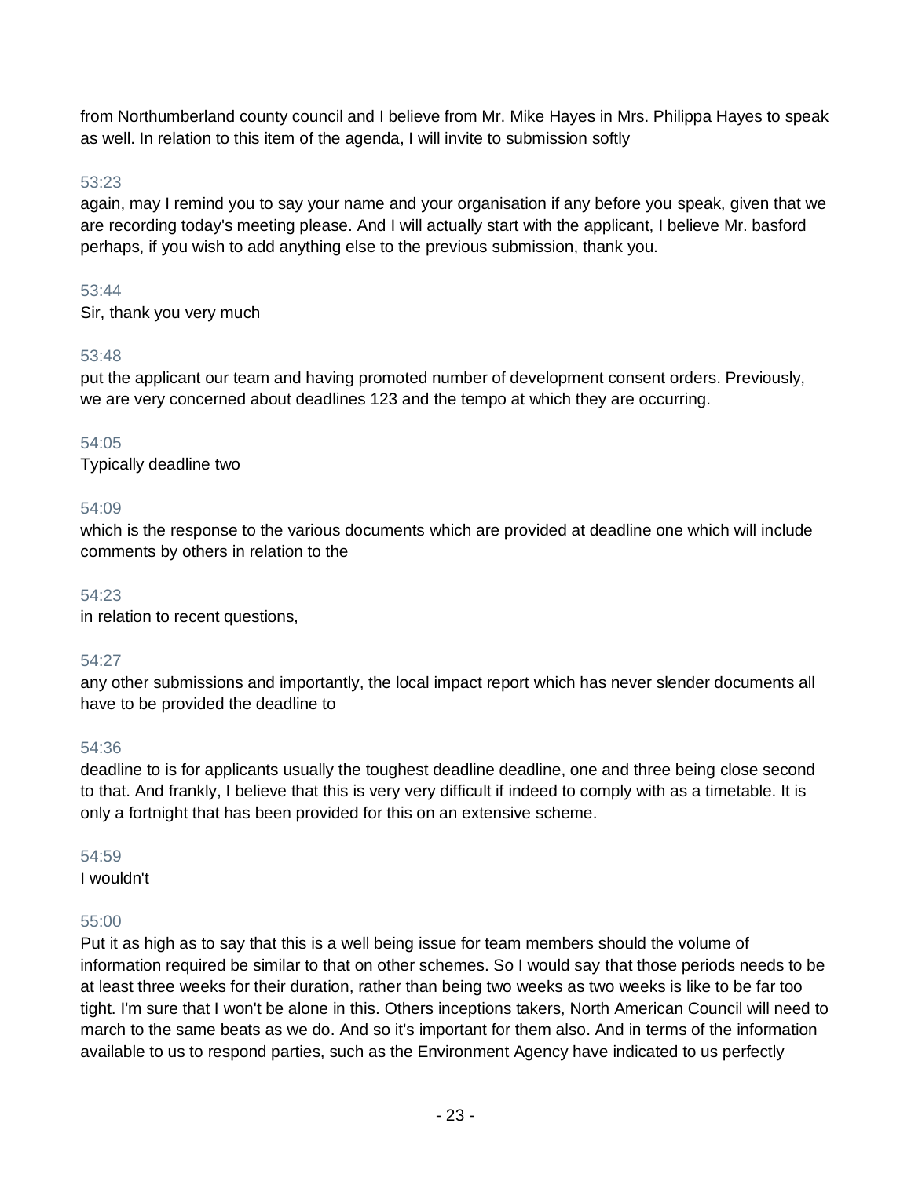from Northumberland county council and I believe from Mr. Mike Hayes in Mrs. Philippa Hayes to speak as well. In relation to this item of the agenda, I will invite to submission softly

53:23

again, may I remind you to say your name and your organisation if any before you speak, given that we are recording today's meeting please. And I will actually start with the applicant, I believe Mr. basford perhaps, if you wish to add anything else to the previous submission, thank you.

53:44

Sir, thank you very much

53:48

put the applicant our team and having promoted number of development consent orders. Previously, we are very concerned about deadlines 123 and the tempo at which they are occurring.

54:05

Typically deadline two

54:09

which is the response to the various documents which are provided at deadline one which will include comments by others in relation to the

54:23

in relation to recent questions,

54:27

any other submissions and importantly, the local impact report which has never slender documents all have to be provided the deadline to

54:36

deadline to is for applicants usually the toughest deadline deadline, one and three being close second to that. And frankly, I believe that this is very very difficult if indeed to comply with as a timetable. It is only a fortnight that has been provided for this on an extensive scheme.

54:59

I wouldn't

55:00

Put it as high as to say that this is a well being issue for team members should the volume of information required be similar to that on other schemes. So I would say that those periods needs to be at least three weeks for their duration, rather than being two weeks as two weeks is like to be far too tight. I'm sure that I won't be alone in this. Others inceptions takers, North American Council will need to march to the same beats as we do. And so it's important for them also. And in terms of the information available to us to respond parties, such as the Environment Agency have indicated to us perfectly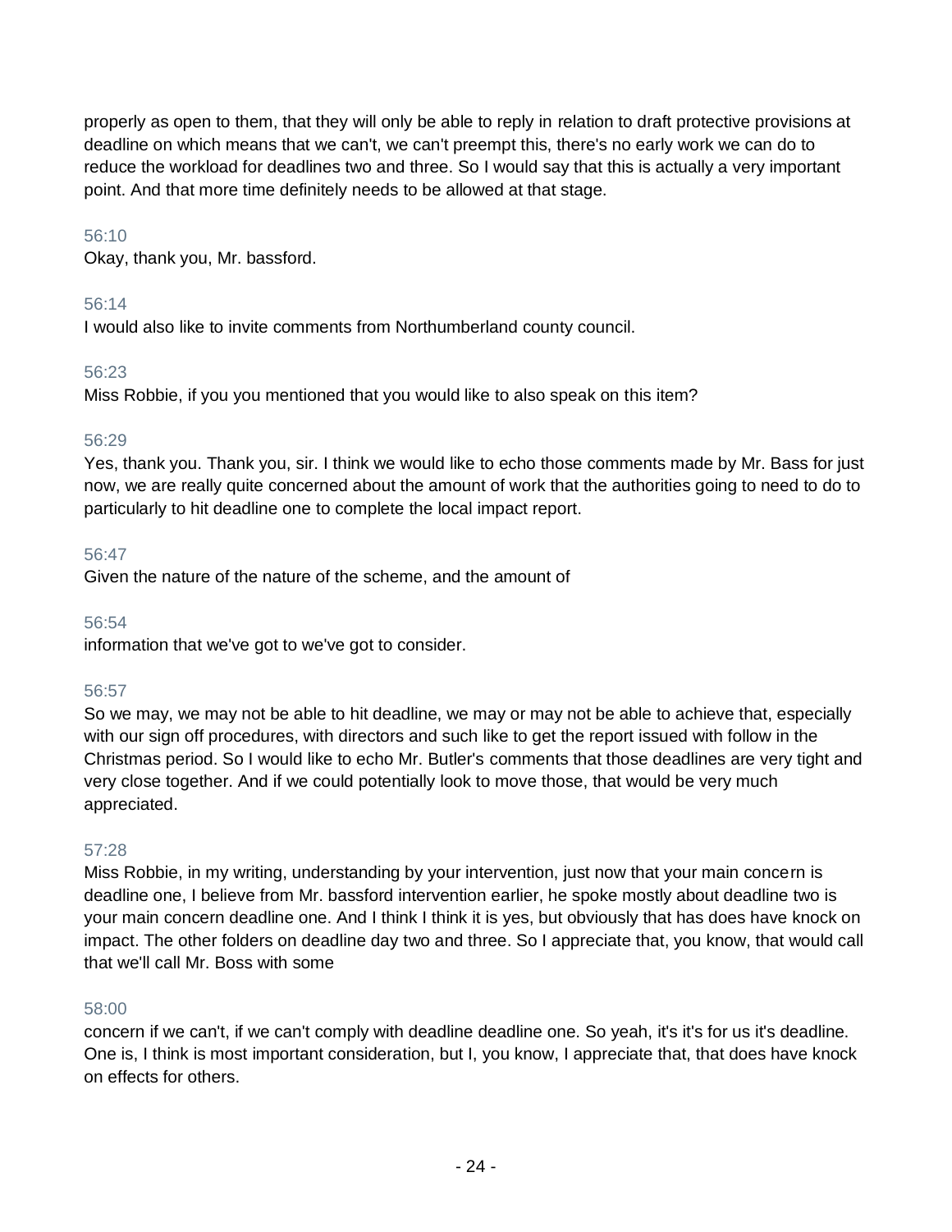properly as open to them, that they will only be able to reply in relation to draft protective provisions at deadline on which means that we can't, we can't preempt this, there's no early work we can do to reduce the workload for deadlines two and three. So I would say that this is actually a very important point. And that more time definitely needs to be allowed at that stage.

56:10
Okay, thank you, Mr. bassford.

56:14
I would also like to invite comments from Northumberland county council.

56:23
Miss Robbie, if you you mentioned that you would like to also speak on this item?

56:29
Yes, thank you. Thank you, sir. I think we would like to echo those comments made by Mr. Bass for just now, we are really quite concerned about the amount of work that the authorities going to need to do to particularly to hit deadline one to complete the local impact report.

56:47
Given the nature of the nature of the scheme, and the amount of

56:54
information that we've got to we've got to consider.

56:57
So we may, we may not be able to hit deadline, we may or may not be able to achieve that, especially with our sign off procedures, with directors and such like to get the report issued with follow in the Christmas period. So I would like to echo Mr. Butler's comments that those deadlines are very tight and very close together. And if we could potentially look to move those, that would be very much appreciated.

57:28
Miss Robbie, in my writing, understanding by your intervention, just now that your main concern is deadline one, I believe from Mr. bassford intervention earlier, he spoke mostly about deadline two is your main concern deadline one. And I think I think it is yes, but obviously that has does have knock on impact. The other folders on deadline day two and three. So I appreciate that, you know, that would call that we'll call Mr. Boss with some

58:00
concern if we can't, if we can't comply with deadline deadline one. So yeah, it's it's for us it's deadline. One is, I think is most important consideration, but I, you know, I appreciate that, that does have knock on effects for others.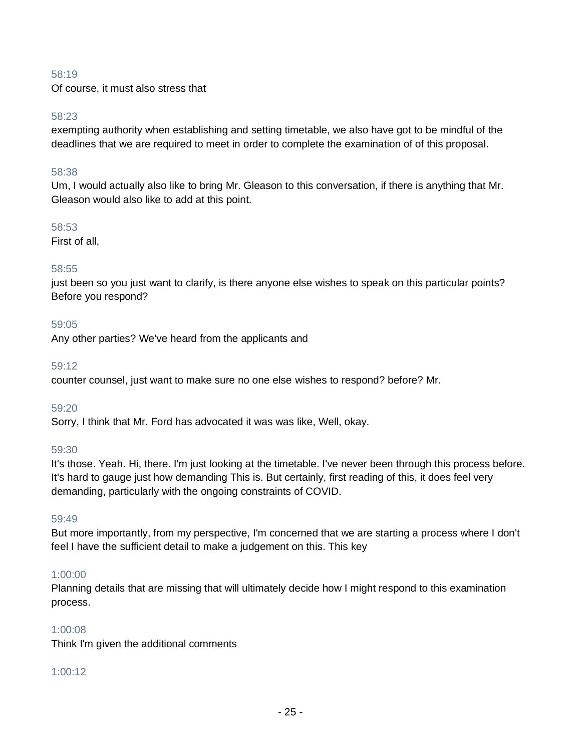58:19
Of course, it must also stress that

58:23
exempting authority when establishing and setting timetable, we also have got to be mindful of the deadlines that we are required to meet in order to complete the examination of of this proposal.

58:38
Um, I would actually also like to bring Mr. Gleason to this conversation, if there is anything that Mr. Gleason would also like to add at this point.

58:53
First of all,

58:55
just been so you just want to clarify, is there anyone else wishes to speak on this particular points? Before you respond?

59:05
Any other parties? We've heard from the applicants and

59:12
counter counsel, just want to make sure no one else wishes to respond? before? Mr.

59:20
Sorry, I think that Mr. Ford has advocated it was was like, Well, okay.

59:30
It's those. Yeah. Hi, there. I'm just looking at the timetable. I've never been through this process before. It's hard to gauge just how demanding This is. But certainly, first reading of this, it does feel very demanding, particularly with the ongoing constraints of COVID.

59:49
But more importantly, from my perspective, I'm concerned that we are starting a process where I don't feel I have the sufficient detail to make a judgement on this. This key

1:00:00
Planning details that are missing that will ultimately decide how I might respond to this examination process.

1:00:08
Think I'm given the additional comments

1:00:12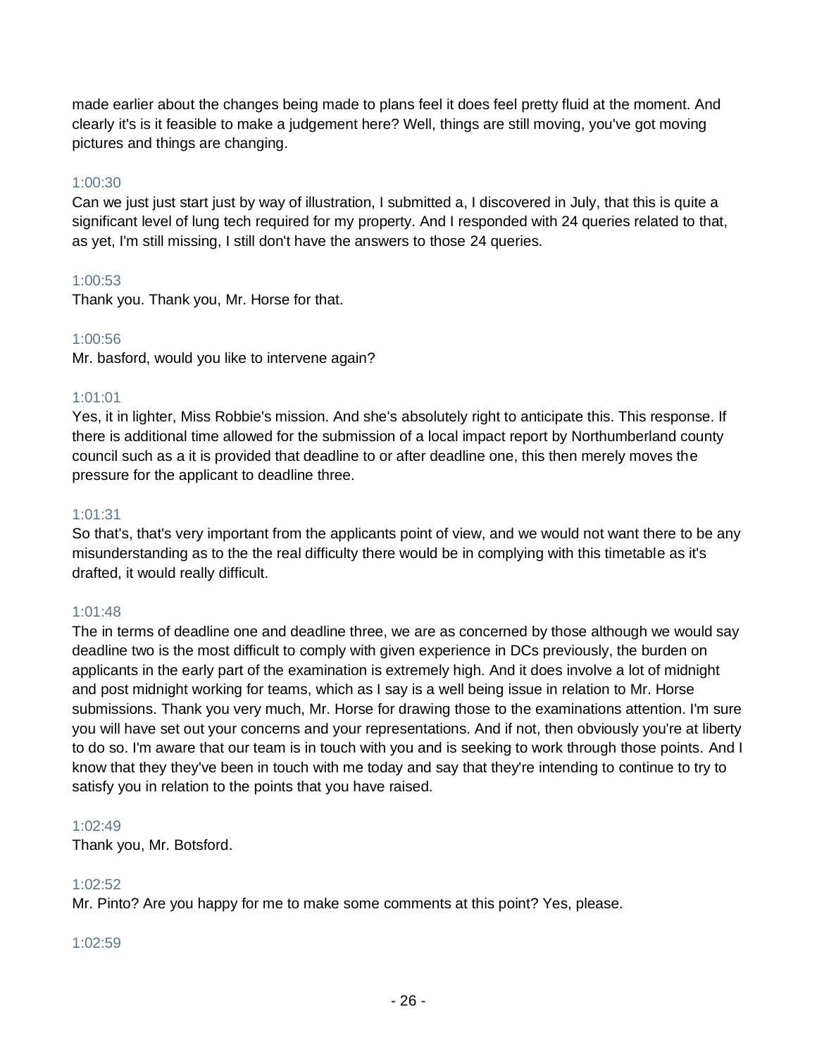made earlier about the changes being made to plans feel it does feel pretty fluid at the moment. And clearly it's is it feasible to make a judgement here? Well, things are still moving, you've got moving pictures and things are changing.

1:00:30
Can we just just start just by way of illustration, I submitted a, I discovered in July, that this is quite a significant level of lung tech required for my property. And I responded with 24 queries related to that, as yet, I'm still missing, I still don't have the answers to those 24 queries.

1:00:53
Thank you. Thank you, Mr. Horse for that.

1:00:56
Mr. basford, would you like to intervene again?

1:01:01
Yes, it in lighter, Miss Robbie's mission. And she's absolutely right to anticipate this. This response. If there is additional time allowed for the submission of a local impact report by Northumberland county council such as a it is provided that deadline to or after deadline one, this then merely moves the pressure for the applicant to deadline three.

1:01:31
So that's, that's very important from the applicants point of view, and we would not want there to be any misunderstanding as to the the real difficulty there would be in complying with this timetable as it's drafted, it would really difficult.

1:01:48
The in terms of deadline one and deadline three, we are as concerned by those although we would say deadline two is the most difficult to comply with given experience in DCs previously, the burden on applicants in the early part of the examination is extremely high. And it does involve a lot of midnight and post midnight working for teams, which as I say is a well being issue in relation to Mr. Horse submissions. Thank you very much, Mr. Horse for drawing those to the examinations attention. I'm sure you will have set out your concerns and your representations. And if not, then obviously you're at liberty to do so. I'm aware that our team is in touch with you and is seeking to work through those points. And I know that they they've been in touch with me today and say that they're intending to continue to try to satisfy you in relation to the points that you have raised.

1:02:49
Thank you, Mr. Botsford.

1:02:52
Mr. Pinto? Are you happy for me to make some comments at this point? Yes, please.

1:02:59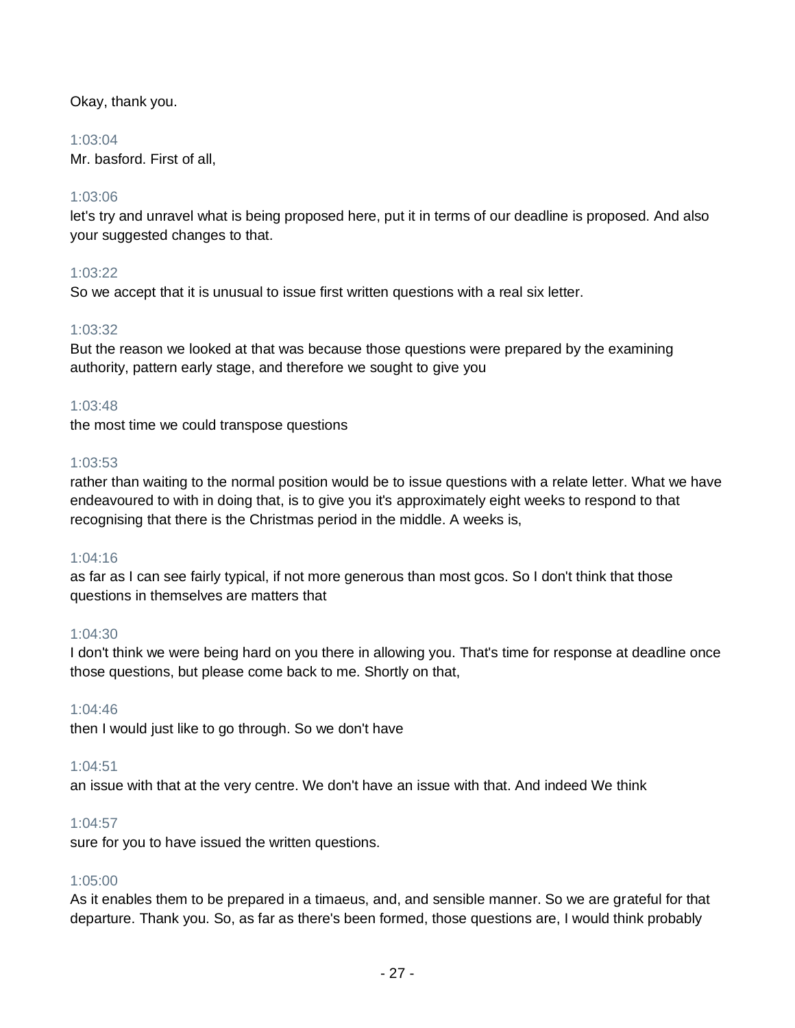Okay, thank you.

1:03:04
Mr. basford. First of all,

1:03:06
let's try and unravel what is being proposed here, put it in terms of our deadline is proposed. And also your suggested changes to that.

1:03:22
So we accept that it is unusual to issue first written questions with a real six letter.

1:03:32
But the reason we looked at that was because those questions were prepared by the examining authority, pattern early stage, and therefore we sought to give you

1:03:48
the most time we could transpose questions

1:03:53
rather than waiting to the normal position would be to issue questions with a relate letter. What we have endeavoured to with in doing that, is to give you it's approximately eight weeks to respond to that recognising that there is the Christmas period in the middle. A weeks is,

1:04:16
as far as I can see fairly typical, if not more generous than most gcos. So I don't think that those questions in themselves are matters that

1:04:30
I don't think we were being hard on you there in allowing you. That's time for response at deadline once those questions, but please come back to me. Shortly on that,

1:04:46
then I would just like to go through. So we don't have

1:04:51
an issue with that at the very centre. We don't have an issue with that. And indeed We think

1:04:57
sure for you to have issued the written questions.

1:05:00
As it enables them to be prepared in a timaeus, and, and sensible manner. So we are grateful for that departure. Thank you. So, as far as there's been formed, those questions are, I would think probably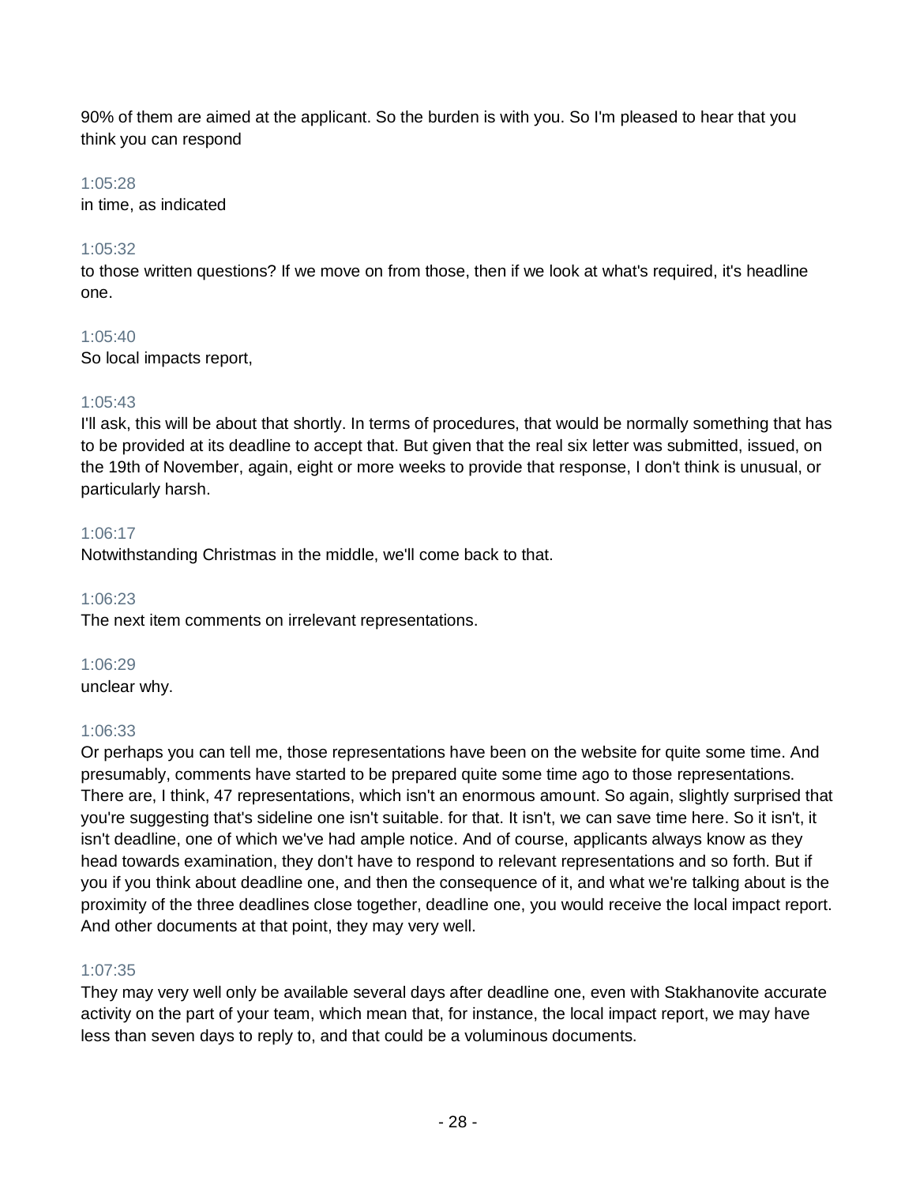90% of them are aimed at the applicant. So the burden is with you. So I'm pleased to hear that you think you can respond

1:05:28
in time, as indicated

1:05:32
to those written questions? If we move on from those, then if we look at what's required, it's headline one.

1:05:40
So local impacts report,

1:05:43
I'll ask, this will be about that shortly. In terms of procedures, that would be normally something that has to be provided at its deadline to accept that. But given that the real six letter was submitted, issued, on the 19th of November, again, eight or more weeks to provide that response, I don't think is unusual, or particularly harsh.

1:06:17
Notwithstanding Christmas in the middle, we'll come back to that.

1:06:23
The next item comments on irrelevant representations.

1:06:29
unclear why.

1:06:33
Or perhaps you can tell me, those representations have been on the website for quite some time. And presumably, comments have started to be prepared quite some time ago to those representations. There are, I think, 47 representations, which isn't an enormous amount. So again, slightly surprised that you're suggesting that's sideline one isn't suitable. for that. It isn't, we can save time here. So it isn't, it isn't deadline, one of which we've had ample notice. And of course, applicants always know as they head towards examination, they don't have to respond to relevant representations and so forth. But if you if you think about deadline one, and then the consequence of it, and what we're talking about is the proximity of the three deadlines close together, deadline one, you would receive the local impact report. And other documents at that point, they may very well.

1:07:35
They may very well only be available several days after deadline one, even with Stakhanovite accurate activity on the part of your team, which mean that, for instance, the local impact report, we may have less than seven days to reply to, and that could be a voluminous documents.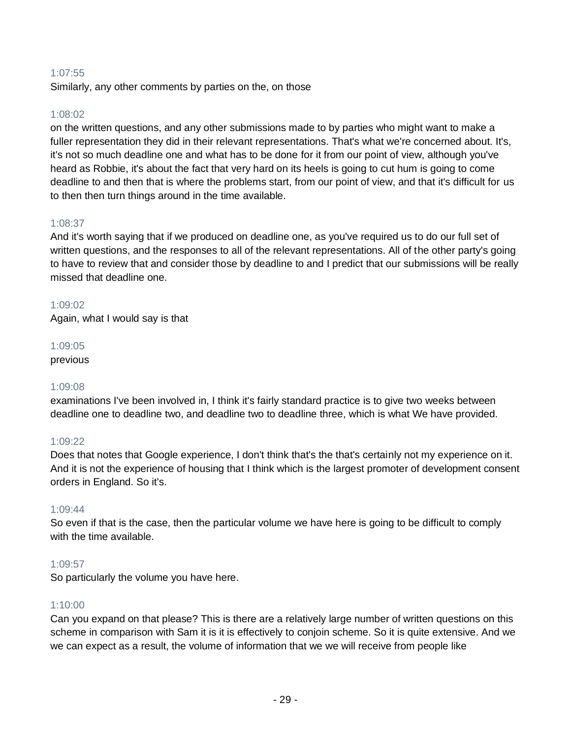1:07:55

Similarly, any other comments by parties on the, on those

1:08:02

on the written questions, and any other submissions made to by parties who might want to make a fuller representation they did in their relevant representations. That's what we're concerned about. It's, it's not so much deadline one and what has to be done for it from our point of view, although you've heard as Robbie, it's about the fact that very hard on its heels is going to cut hum is going to come deadline to and then that is where the problems start, from our point of view, and that it's difficult for us to then then turn things around in the time available.

1:08:37

And it's worth saying that if we produced on deadline one, as you've required us to do our full set of written questions, and the responses to all of the relevant representations. All of the other party's going to have to review that and consider those by deadline to and I predict that our submissions will be really missed that deadline one.

1:09:02

Again, what I would say is that

1:09:05

previous

1:09:08

examinations I've been involved in, I think it's fairly standard practice is to give two weeks between deadline one to deadline two, and deadline two to deadline three, which is what We have provided.

1:09:22

Does that notes that Google experience, I don't think that's the that's certainly not my experience on it. And it is not the experience of housing that I think which is the largest promoter of development consent orders in England. So it's.

1:09:44

So even if that is the case, then the particular volume we have here is going to be difficult to comply with the time available.

1:09:57

So particularly the volume you have here.

1:10:00

Can you expand on that please? This is there are a relatively large number of written questions on this scheme in comparison with Sam it is it is effectively to conjoin scheme. So it is quite extensive. And we we can expect as a result, the volume of information that we we will receive from people like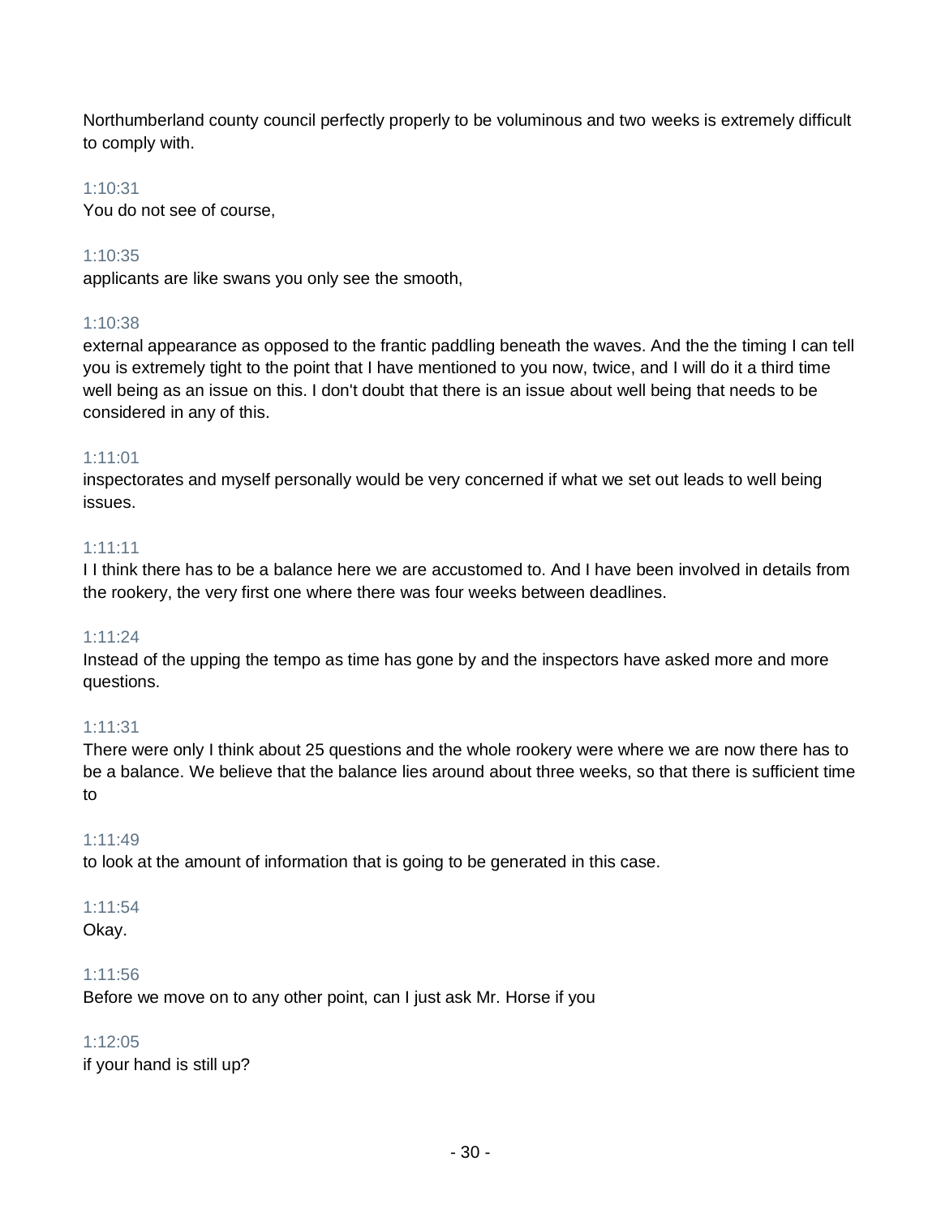Northumberland county council perfectly properly to be voluminous and two weeks is extremely difficult to comply with.

1:10:31
You do not see of course,

1:10:35
applicants are like swans you only see the smooth,

1:10:38
external appearance as opposed to the frantic paddling beneath the waves. And the the timing I can tell you is extremely tight to the point that I have mentioned to you now, twice, and I will do it a third time well being as an issue on this. I don't doubt that there is an issue about well being that needs to be considered in any of this.

1:11:01
inspectorates and myself personally would be very concerned if what we set out leads to well being issues.

1:11:11
I I think there has to be a balance here we are accustomed to. And I have been involved in details from the rookery, the very first one where there was four weeks between deadlines.

1:11:24
Instead of the upping the tempo as time has gone by and the inspectors have asked more and more questions.

1:11:31
There were only I think about 25 questions and the whole rookery were where we are now there has to be a balance. We believe that the balance lies around about three weeks, so that there is sufficient time to

1:11:49
to look at the amount of information that is going to be generated in this case.

1:11:54
Okay.

1:11:56
Before we move on to any other point, can I just ask Mr. Horse if you

1:12:05
if your hand is still up?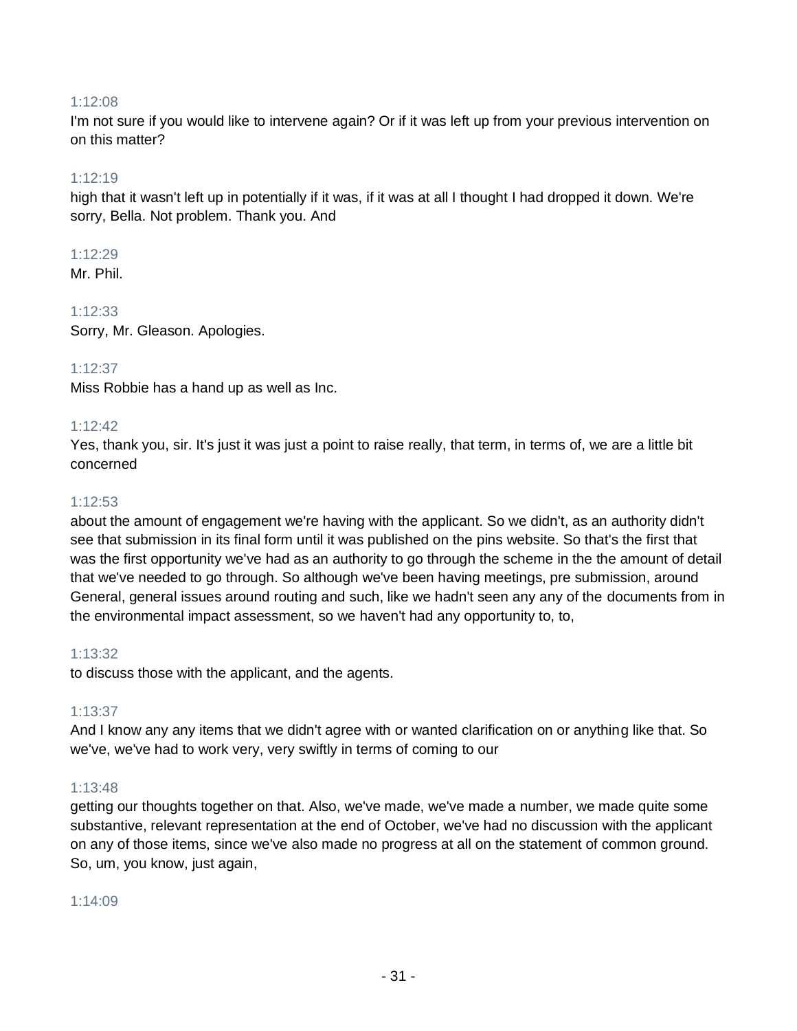1:12:08

I'm not sure if you would like to intervene again? Or if it was left up from your previous intervention on on this matter?

1:12:19

high that it wasn't left up in potentially if it was, if it was at all I thought I had dropped it down. We're sorry, Bella. Not problem. Thank you. And

1:12:29

Mr. Phil.

1:12:33

Sorry, Mr. Gleason. Apologies.

1:12:37

Miss Robbie has a hand up as well as Inc.

1:12:42

Yes, thank you, sir. It's just it was just a point to raise really, that term, in terms of, we are a little bit concerned

1:12:53

about the amount of engagement we're having with the applicant. So we didn't, as an authority didn't see that submission in its final form until it was published on the pins website. So that's the first that was the first opportunity we've had as an authority to go through the scheme in the the amount of detail that we've needed to go through. So although we've been having meetings, pre submission, around General, general issues around routing and such, like we hadn't seen any any of the documents from in the environmental impact assessment, so we haven't had any opportunity to, to,

1:13:32

to discuss those with the applicant, and the agents.

1:13:37

And I know any any items that we didn't agree with or wanted clarification on or anything like that. So we've, we've had to work very, very swiftly in terms of coming to our

1:13:48

getting our thoughts together on that. Also, we've made, we've made a number, we made quite some substantive, relevant representation at the end of October, we've had no discussion with the applicant on any of those items, since we've also made no progress at all on the statement of common ground. So, um, you know, just again,

1:14:09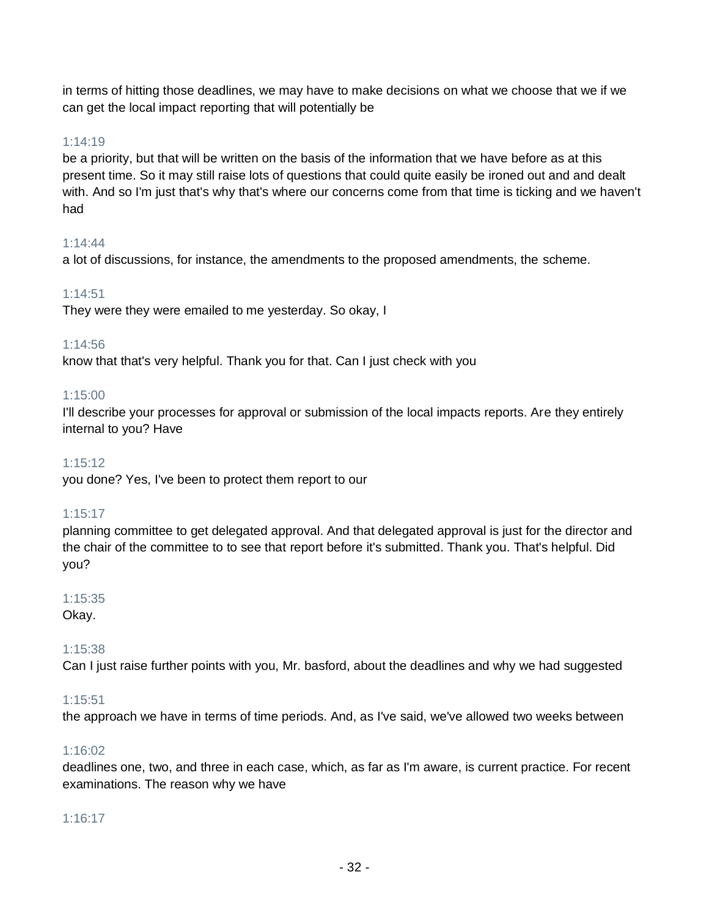in terms of hitting those deadlines, we may have to make decisions on what we choose that we if we can get the local impact reporting that will potentially be

1:14:19

be a priority, but that will be written on the basis of the information that we have before as at this present time. So it may still raise lots of questions that could quite easily be ironed out and and dealt with. And so I'm just that's why that's where our concerns come from that time is ticking and we haven't had

1:14:44

a lot of discussions, for instance, the amendments to the proposed amendments, the scheme.

1:14:51

They were they were emailed to me yesterday. So okay, I

1:14:56

know that that's very helpful. Thank you for that. Can I just check with you

1:15:00

I'll describe your processes for approval or submission of the local impacts reports. Are they entirely internal to you? Have

1:15:12

you done? Yes, I've been to protect them report to our

1:15:17

planning committee to get delegated approval. And that delegated approval is just for the director and the chair of the committee to to see that report before it's submitted. Thank you. That's helpful. Did you?

1:15:35

Okay.

1:15:38

Can I just raise further points with you, Mr. basford, about the deadlines and why we had suggested

1:15:51

the approach we have in terms of time periods. And, as I've said, we've allowed two weeks between

1:16:02

deadlines one, two, and three in each case, which, as far as I'm aware, is current practice. For recent examinations. The reason why we have

1:16:17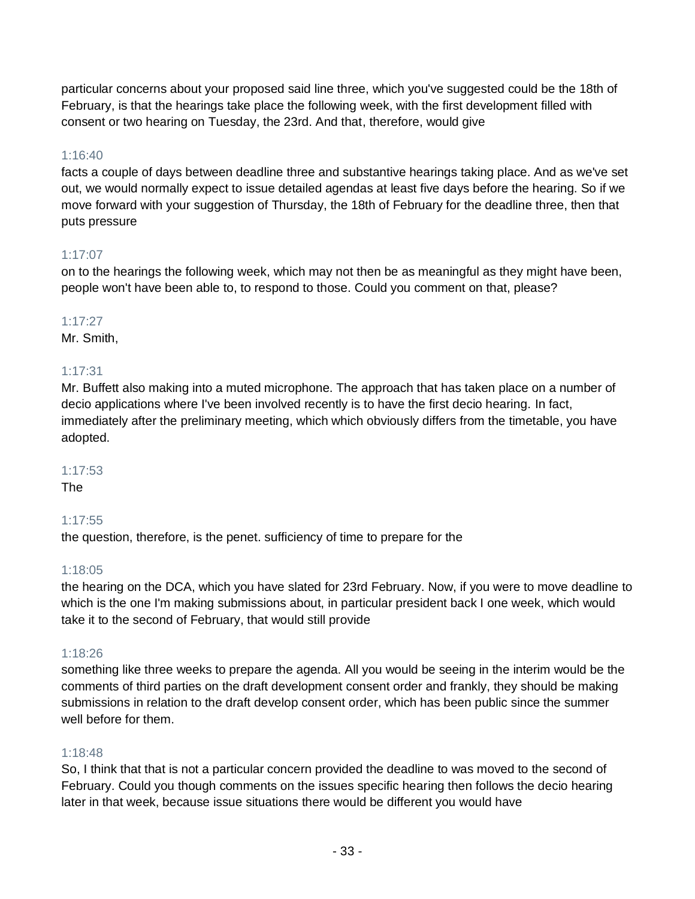particular concerns about your proposed said line three, which you've suggested could be the 18th of February, is that the hearings take place the following week, with the first development filled with consent or two hearing on Tuesday, the 23rd. And that, therefore, would give

1:16:40

facts a couple of days between deadline three and substantive hearings taking place. And as we've set out, we would normally expect to issue detailed agendas at least five days before the hearing. So if we move forward with your suggestion of Thursday, the 18th of February for the deadline three, then that puts pressure

1:17:07

on to the hearings the following week, which may not then be as meaningful as they might have been, people won't have been able to, to respond to those. Could you comment on that, please?

1:17:27

Mr. Smith,

1:17:31

Mr. Buffett also making into a muted microphone. The approach that has taken place on a number of decio applications where I've been involved recently is to have the first decio hearing. In fact, immediately after the preliminary meeting, which which obviously differs from the timetable, you have adopted.

1:17:53

The

1:17:55

the question, therefore, is the penet. sufficiency of time to prepare for the

1:18:05

the hearing on the DCA, which you have slated for 23rd February. Now, if you were to move deadline to which is the one I'm making submissions about, in particular president back I one week, which would take it to the second of February, that would still provide

1:18:26

something like three weeks to prepare the agenda. All you would be seeing in the interim would be the comments of third parties on the draft development consent order and frankly, they should be making submissions in relation to the draft develop consent order, which has been public since the summer well before for them.

1:18:48

So, I think that that is not a particular concern provided the deadline to was moved to the second of February. Could you though comments on the issues specific hearing then follows the decio hearing later in that week, because issue situations there would be different you would have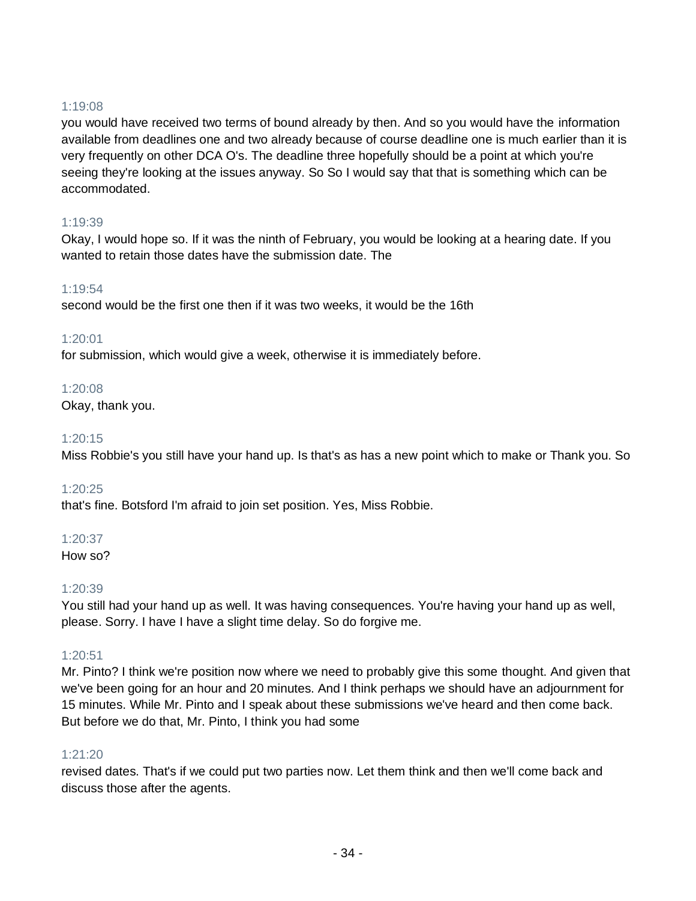1:19:08

you would have received two terms of bound already by then. And so you would have the information available from deadlines one and two already because of course deadline one is much earlier than it is very frequently on other DCA O's. The deadline three hopefully should be a point at which you're seeing they're looking at the issues anyway. So So I would say that that is something which can be accommodated.

1:19:39

Okay, I would hope so. If it was the ninth of February, you would be looking at a hearing date. If you wanted to retain those dates have the submission date. The

1:19:54

second would be the first one then if it was two weeks, it would be the 16th

1:20:01

for submission, which would give a week, otherwise it is immediately before.

1:20:08

Okay, thank you.

1:20:15

Miss Robbie's you still have your hand up. Is that's as has a new point which to make or Thank you. So

1:20:25

that's fine. Botsford I'm afraid to join set position. Yes, Miss Robbie.

1:20:37

How so?

1:20:39

You still had your hand up as well. It was having consequences. You're having your hand up as well, please. Sorry. I have I have a slight time delay. So do forgive me.

1:20:51

Mr. Pinto? I think we're position now where we need to probably give this some thought. And given that we've been going for an hour and 20 minutes. And I think perhaps we should have an adjournment for 15 minutes. While Mr. Pinto and I speak about these submissions we've heard and then come back. But before we do that, Mr. Pinto, I think you had some

1:21:20

revised dates. That's if we could put two parties now. Let them think and then we'll come back and discuss those after the agents.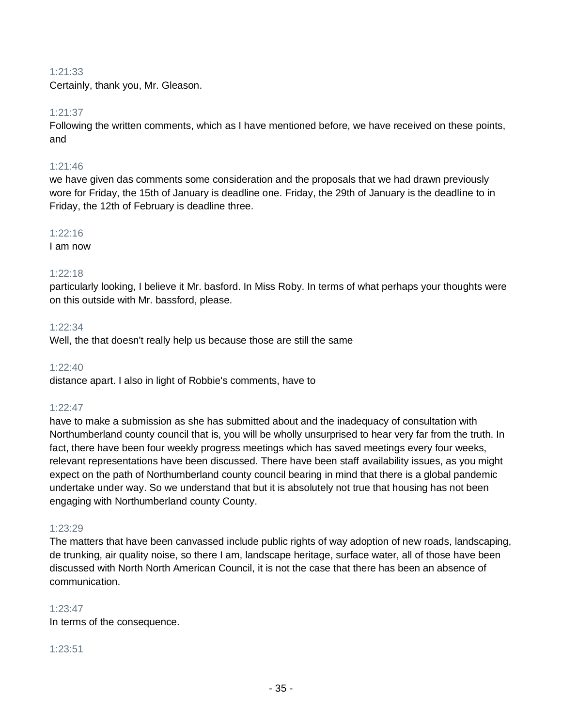1:21:33
Certainly, thank you, Mr. Gleason.

1:21:37
Following the written comments, which as I have mentioned before, we have received on these points, and

1:21:46
we have given das comments some consideration and the proposals that we had drawn previously wore for Friday, the 15th of January is deadline one. Friday, the 29th of January is the deadline to in Friday, the 12th of February is deadline three.

1:22:16
I am now

1:22:18
particularly looking, I believe it Mr. basford. In Miss Roby. In terms of what perhaps your thoughts were on this outside with Mr. bassford, please.

1:22:34
Well, the that doesn't really help us because those are still the same

1:22:40
distance apart. I also in light of Robbie's comments, have to

1:22:47
have to make a submission as she has submitted about and the inadequacy of consultation with Northumberland county council that is, you will be wholly unsurprised to hear very far from the truth. In fact, there have been four weekly progress meetings which has saved meetings every four weeks, relevant representations have been discussed. There have been staff availability issues, as you might expect on the path of Northumberland county council bearing in mind that there is a global pandemic undertake under way. So we understand that but it is absolutely not true that housing has not been engaging with Northumberland county County.

1:23:29
The matters that have been canvassed include public rights of way adoption of new roads, landscaping, de trunking, air quality noise, so there I am, landscape heritage, surface water, all of those have been discussed with North North American Council, it is not the case that there has been an absence of communication.

1:23:47
In terms of the consequence.

1:23:51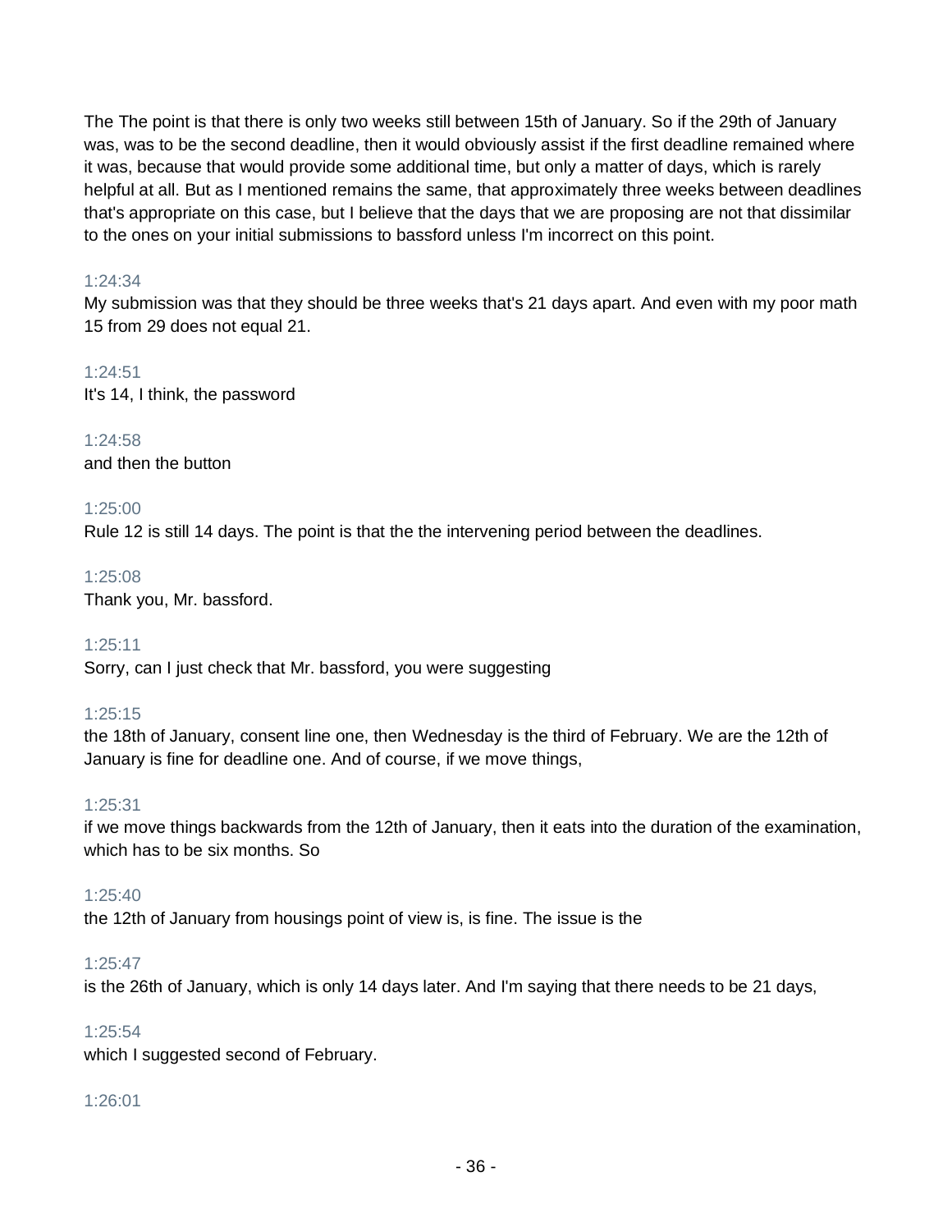The The point is that there is only two weeks still between 15th of January. So if the 29th of January was, was to be the second deadline, then it would obviously assist if the first deadline remained where it was, because that would provide some additional time, but only a matter of days, which is rarely helpful at all. But as I mentioned remains the same, that approximately three weeks between deadlines that's appropriate on this case, but I believe that the days that we are proposing are not that dissimilar to the ones on your initial submissions to bassford unless I'm incorrect on this point.

1:24:34
My submission was that they should be three weeks that's 21 days apart. And even with my poor math 15 from 29 does not equal 21.

1:24:51
It's 14, I think, the password

1:24:58
and then the button

1:25:00
Rule 12 is still 14 days. The point is that the the intervening period between the deadlines.

1:25:08
Thank you, Mr. bassford.

1:25:11
Sorry, can I just check that Mr. bassford, you were suggesting

1:25:15
the 18th of January, consent line one, then Wednesday is the third of February. We are the 12th of January is fine for deadline one. And of course, if we move things,

1:25:31
if we move things backwards from the 12th of January, then it eats into the duration of the examination, which has to be six months. So

1:25:40
the 12th of January from housings point of view is, is fine. The issue is the

1:25:47
is the 26th of January, which is only 14 days later. And I'm saying that there needs to be 21 days,

1:25:54
which I suggested second of February.

1:26:01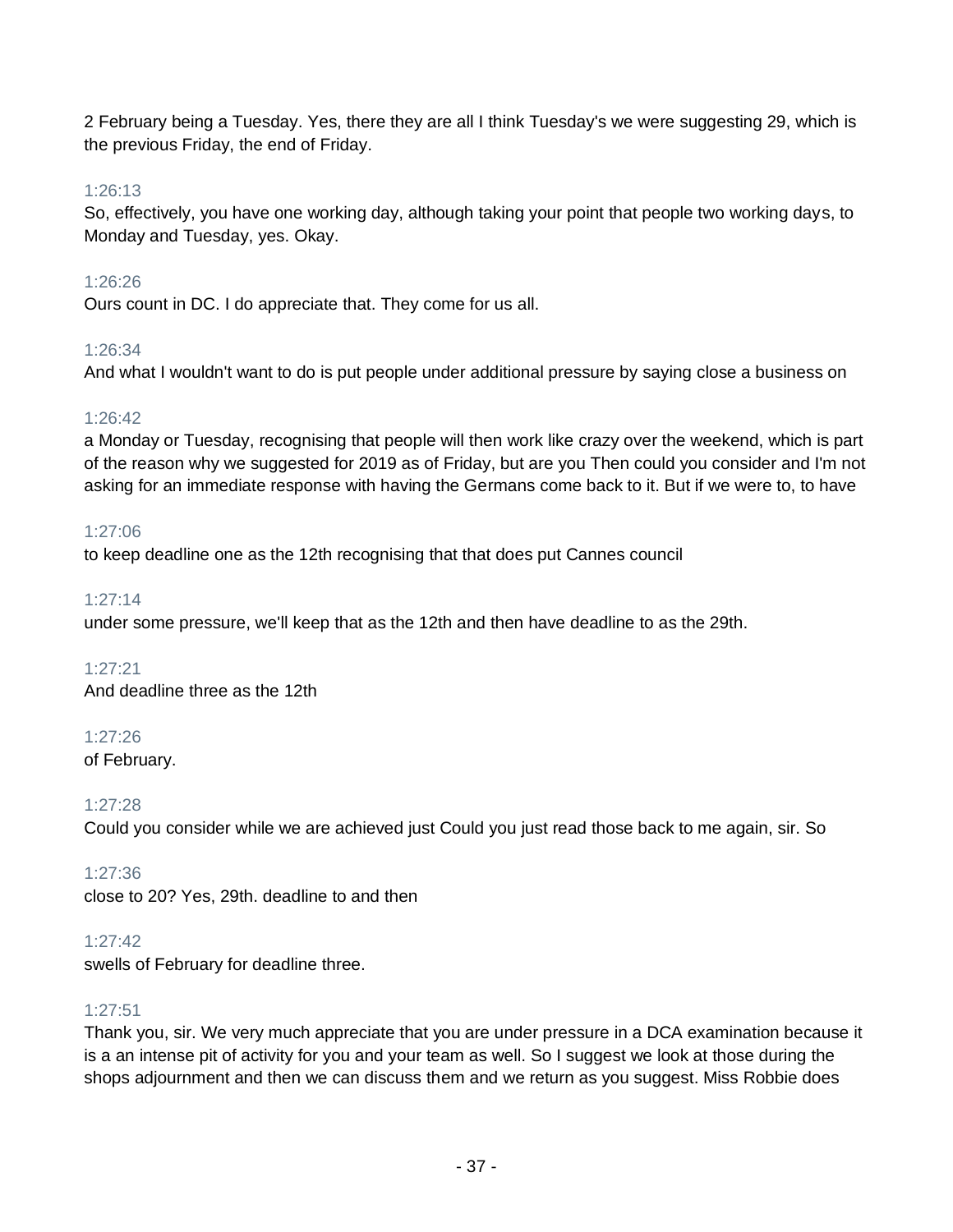2 February being a Tuesday. Yes, there they are all I think Tuesday's we were suggesting 29, which is the previous Friday, the end of Friday.

1:26:13

So, effectively, you have one working day, although taking your point that people two working days, to Monday and Tuesday, yes. Okay.

1:26:26

Ours count in DC. I do appreciate that. They come for us all.

1:26:34

And what I wouldn't want to do is put people under additional pressure by saying close a business on

1:26:42

a Monday or Tuesday, recognising that people will then work like crazy over the weekend, which is part of the reason why we suggested for 2019 as of Friday, but are you Then could you consider and I'm not asking for an immediate response with having the Germans come back to it. But if we were to, to have

1:27:06

to keep deadline one as the 12th recognising that that does put Cannes council

1:27:14

under some pressure, we'll keep that as the 12th and then have deadline to as the 29th.

1:27:21

And deadline three as the 12th

1:27:26

of February.

1:27:28

Could you consider while we are achieved just Could you just read those back to me again, sir. So

1:27:36

close to 20? Yes, 29th. deadline to and then

1:27:42

swells of February for deadline three.

1:27:51

Thank you, sir. We very much appreciate that you are under pressure in a DCA examination because it is a an intense pit of activity for you and your team as well. So I suggest we look at those during the shops adjournment and then we can discuss them and we return as you suggest. Miss Robbie does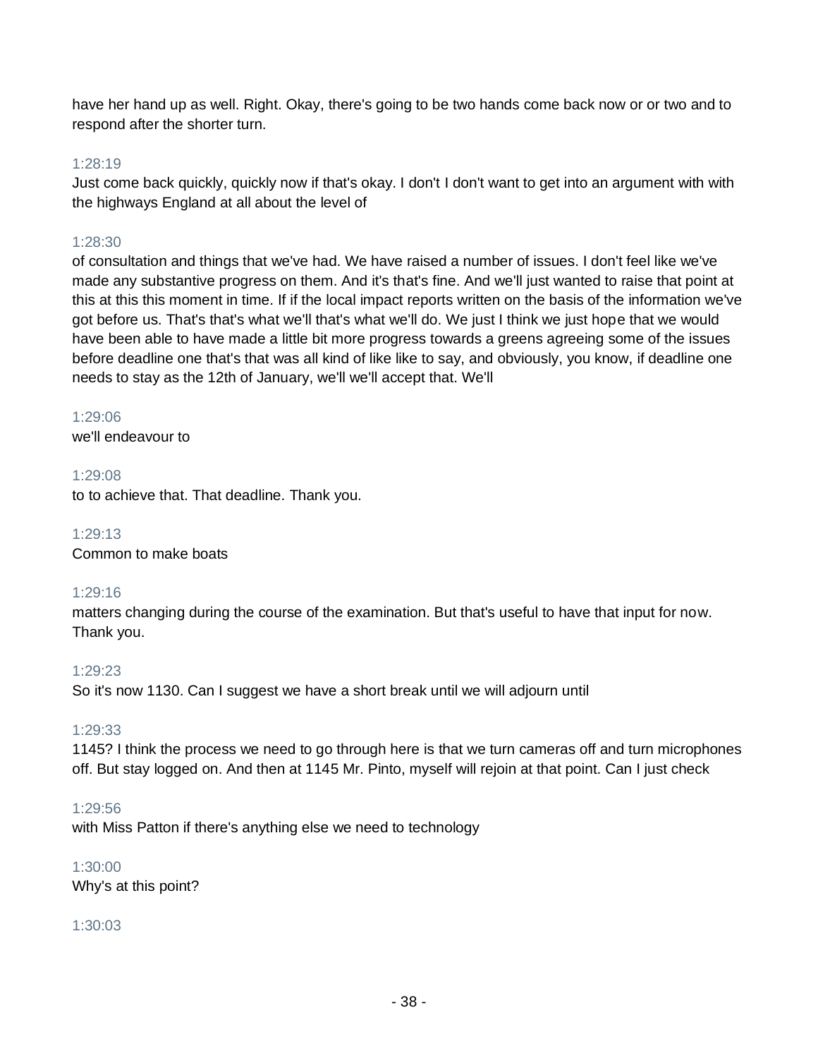have her hand up as well. Right. Okay, there's going to be two hands come back now or or two and to respond after the shorter turn.

1:28:19

Just come back quickly, quickly now if that's okay. I don't I don't want to get into an argument with with the highways England at all about the level of

1:28:30

of consultation and things that we've had. We have raised a number of issues. I don't feel like we've made any substantive progress on them. And it's that's fine. And we'll just wanted to raise that point at this at this this moment in time. If if the local impact reports written on the basis of the information we've got before us. That's that's what we'll that's what we'll do. We just I think we just hope that we would have been able to have made a little bit more progress towards a greens agreeing some of the issues before deadline one that's that was all kind of like like to say, and obviously, you know, if deadline one needs to stay as the 12th of January, we'll we'll accept that. We'll

1:29:06

we'll endeavour to

1:29:08

to to achieve that. That deadline. Thank you.

1:29:13

Common to make boats

1:29:16

matters changing during the course of the examination. But that's useful to have that input for now. Thank you.

1:29:23

So it's now 1130. Can I suggest we have a short break until we will adjourn until

1:29:33

1145? I think the process we need to go through here is that we turn cameras off and turn microphones off. But stay logged on. And then at 1145 Mr. Pinto, myself will rejoin at that point. Can I just check

1:29:56

with Miss Patton if there's anything else we need to technology

1:30:00

Why's at this point?

1:30:03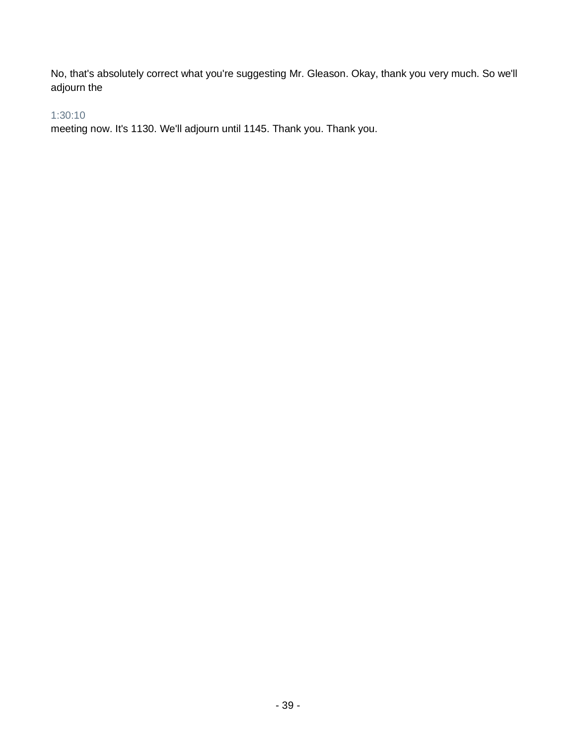No, that's absolutely correct what you're suggesting Mr. Gleason. Okay, thank you very much. So we'll adjourn the

1:30:10

meeting now. It's 1130. We'll adjourn until 1145. Thank you. Thank you.